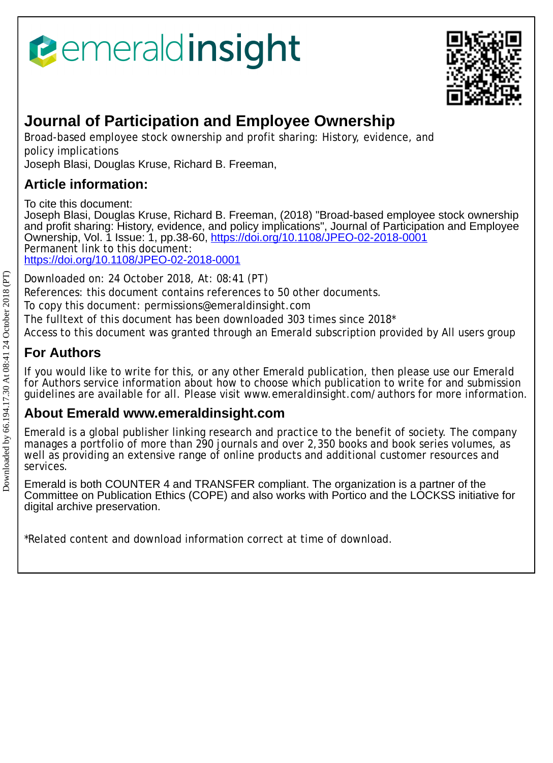# Journal of Participation and Employee Ownership

Broad-based employee stock ownership and profit sharing: History, evidence, and policy implications

Joseph Blasi, Douglas Kruse, Richard B. Freeman,

## Article information:

To cite this document:

Joseph Blasi, Douglas Kruse, Richard B. Freeman, (2018) "Broad-based employee stock ownership and profit sharing: History, evidence, and policy implications", Journal of Participation and Employee Ownership, Vol. 1 Issue: 1, pp.38-60, https://doi.org/10.1108/JPEO-02-2018-0001

Permanent link to this document:

https://doi.org/10.1108/JPEO-02-2018-0001

Downloaded on: 24 October 2018, At: 08:41 (PT)

References: this document contains references to 50 other documents.

To copy this document: permissions@emeraldinsight.com

The fulltext of this document has been downloaded 303 times since 2018*

Access to this document was granted through an Emerald subscription provided by All users group

## For Authors

If you would like to write for this, or any other Emerald publication, then please use our Emerald for Authors service information about how to choose which publication to write for and submission guidelines are available for all. Please visit www.emeraldinsight.com/authors for more information.

## About Emerald www.emeraldinsight.com

Emerald is a global publisher linking research and practice to the benefit of society. The company manages a portfolio of more than 290 journals and over 2,350 books and book series volumes, as well as providing an extensive range of online products and additional customer resources and services.

Emerald is both COUNTER 4 and TRANSFER compliant. The organization is a partner of the Committee on Publication Ethics (COPE) and also works with Portico and the LOCKSS initiative for digital archive preservation.

*Related content and download information correct at time of download.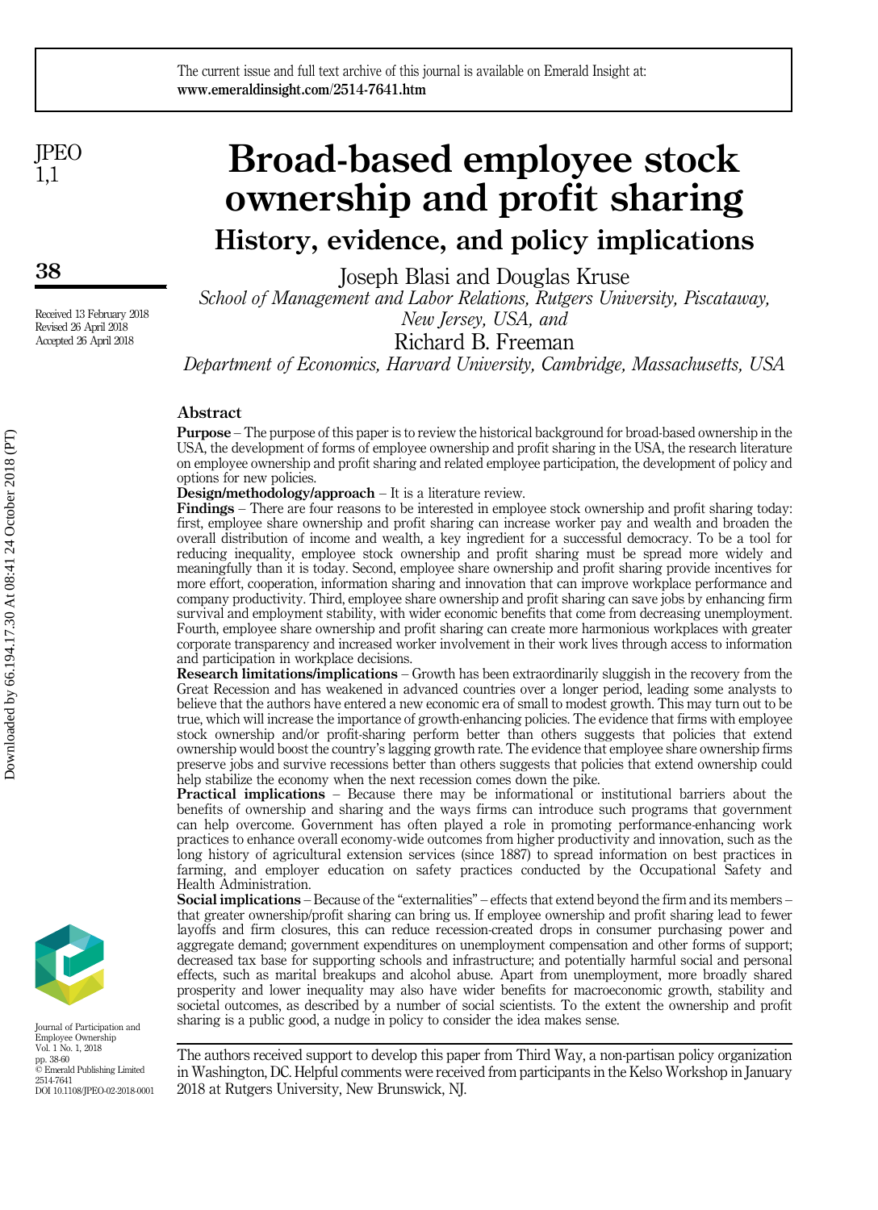# Broad-based employee stock ownership and profit sharing

## History, evidence, and policy implications

Joseph Blasi and Douglas Kruse
*School of Management and Labor Relations, Rutgers University, Piscataway, New Jersey, USA, and*
Richard B. Freeman
*Department of Economics, Harvard University, Cambridge, Massachusetts, USA*

Received 13 February 2018
Revised 26 April 2018
Accepted 26 April 2018

### Abstract

**Purpose** – The purpose of this paper is to review the historical background for broad-based ownership in the USA, the development of forms of employee ownership and profit sharing in the USA, the research literature on employee ownership and profit sharing and related employee participation, the development of policy and options for new policies.

**Design/methodology/approach** – It is a literature review.

**Findings** – There are four reasons to be interested in employee stock ownership and profit sharing today: first, employee share ownership and profit sharing can increase worker pay and wealth and broaden the overall distribution of income and wealth, a key ingredient for a successful democracy. To be a tool for reducing inequality, employee stock ownership and profit sharing must be spread more widely and meaningfully than it is today. Second, employee share ownership and profit sharing provide incentives for more effort, cooperation, information sharing and innovation that can improve workplace performance and company productivity. Third, employee share ownership and profit sharing can save jobs by enhancing firm survival and employment stability, with wider economic benefits that come from decreasing unemployment. Fourth, employee share ownership and profit sharing can create more harmonious workplaces with greater corporate transparency and increased worker involvement in their work lives through access to information and participation in workplace decisions.

**Research limitations/implications** – Growth has been extraordinarily sluggish in the recovery from the Great Recession and has weakened in advanced countries over a longer period, leading some analysts to believe that the authors have entered a new economic era of small to modest growth. This may turn out to be true, which will increase the importance of growth-enhancing policies. The evidence that firms with employee stock ownership and/or profit-sharing perform better than others suggests that policies that extend ownership would boost the country's lagging growth rate. The evidence that employee share ownership firms preserve jobs and survive recessions better than others suggests that policies that extend ownership could help stabilize the economy when the next recession comes down the pike.

**Practical implications** – Because there may be informational or institutional barriers about the benefits of ownership and sharing and the ways firms can introduce such programs that government can help overcome. Government has often played a role in promoting performance-enhancing work practices to enhance overall economy-wide outcomes from higher productivity and innovation, such as the long history of agricultural extension services (since 1887) to spread information on best practices in farming, and employer education on safety practices conducted by the Occupational Safety and Health Administration.

**Social implications** – Because of the "externalities" – effects that extend beyond the firm and its members – that greater ownership/profit sharing can bring us. If employee ownership and profit sharing lead to fewer layoffs and firm closures, this can reduce recession-created drops in consumer purchasing power and aggregate demand; government expenditures on unemployment compensation and other forms of support; decreased tax base for supporting schools and infrastructure; and potentially harmful social and personal effects, such as marital breakups and alcohol abuse. Apart from unemployment, more broadly shared prosperity and lower inequality may also have wider benefits for macroeconomic growth, stability and societal outcomes, as described by a number of social scientists. To the extent the ownership and profit sharing is a public good, a nudge in policy to consider the idea makes sense.

The authors received support to develop this paper from Third Way, a non-partisan policy organization in Washington, DC. Helpful comments were received from participants in the Kelso Workshop in January 2018 at Rutgers University, New Brunswick, NJ.

Journal of Participation and Employee Ownership
Vol. 1 No. 1, 2018
pp. 38-60
© Emerald Publishing Limited
2514-7641
DOI 10.1108/JPEO-02-2018-0001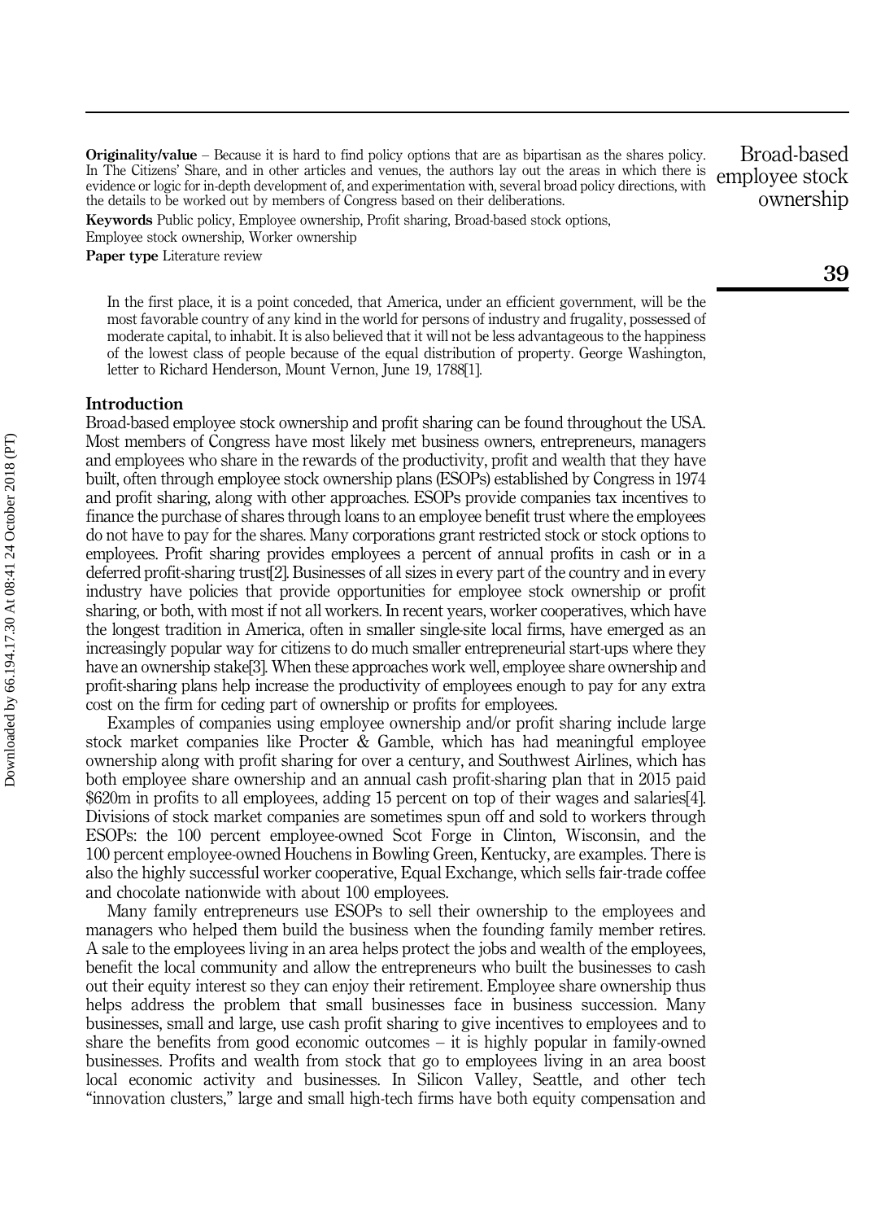**Originality/value** – Because it is hard to find policy options that are as bipartisan as the shares policy. In The Citizens' Share, and in other articles and venues, the authors lay out the areas in which there is evidence or logic for in-depth development of, and experimentation with, several broad policy directions, with the details to be worked out by members of Congress based on their deliberations.

**Keywords** Public policy, Employee ownership, Profit sharing, Broad-based stock options, Employee stock ownership, Worker ownership

**Paper type** Literature review

> In the first place, it is a point conceded, that America, under an efficient government, will be the most favorable country of any kind in the world for persons of industry and frugality, possessed of moderate capital, to inhabit. It is also believed that it will not be less advantageous to the happiness of the lowest class of people because of the equal distribution of property. George Washington, letter to Richard Henderson, Mount Vernon, June 19, 1788[1].

## Introduction

Broad-based employee stock ownership and profit sharing can be found throughout the USA. Most members of Congress have most likely met business owners, entrepreneurs, managers and employees who share in the rewards of the productivity, profit and wealth that they have built, often through employee stock ownership plans (ESOPs) established by Congress in 1974 and profit sharing, along with other approaches. ESOPs provide companies tax incentives to finance the purchase of shares through loans to an employee benefit trust where the employees do not have to pay for the shares. Many corporations grant restricted stock or stock options to employees. Profit sharing provides employees a percent of annual profits in cash or in a deferred profit-sharing trust[2]. Businesses of all sizes in every part of the country and in every industry have policies that provide opportunities for employee stock ownership or profit sharing, or both, with most if not all workers. In recent years, worker cooperatives, which have the longest tradition in America, often in smaller single-site local firms, have emerged as an increasingly popular way for citizens to do much smaller entrepreneurial start-ups where they have an ownership stake[3]. When these approaches work well, employee share ownership and profit-sharing plans help increase the productivity of employees enough to pay for any extra cost on the firm for ceding part of ownership or profits for employees.

Examples of companies using employee ownership and/or profit sharing include large stock market companies like Procter & Gamble, which has had meaningful employee ownership along with profit sharing for over a century, and Southwest Airlines, which has both employee share ownership and an annual cash profit-sharing plan that in 2015 paid \$620m in profits to all employees, adding 15 percent on top of their wages and salaries[4]. Divisions of stock market companies are sometimes spun off and sold to workers through ESOPs: the 100 percent employee-owned Scot Forge in Clinton, Wisconsin, and the 100 percent employee-owned Houchens in Bowling Green, Kentucky, are examples. There is also the highly successful worker cooperative, Equal Exchange, which sells fair-trade coffee and chocolate nationwide with about 100 employees.

Many family entrepreneurs use ESOPs to sell their ownership to the employees and managers who helped them build the business when the founding family member retires. A sale to the employees living in an area helps protect the jobs and wealth of the employees, benefit the local community and allow the entrepreneurs who built the businesses to cash out their equity interest so they can enjoy their retirement. Employee share ownership thus helps address the problem that small businesses face in business succession. Many businesses, small and large, use cash profit sharing to give incentives to employees and to share the benefits from good economic outcomes – it is highly popular in family-owned businesses. Profits and wealth from stock that go to employees living in an area boost local economic activity and businesses. In Silicon Valley, Seattle, and other tech "innovation clusters," large and small high-tech firms have both equity compensation and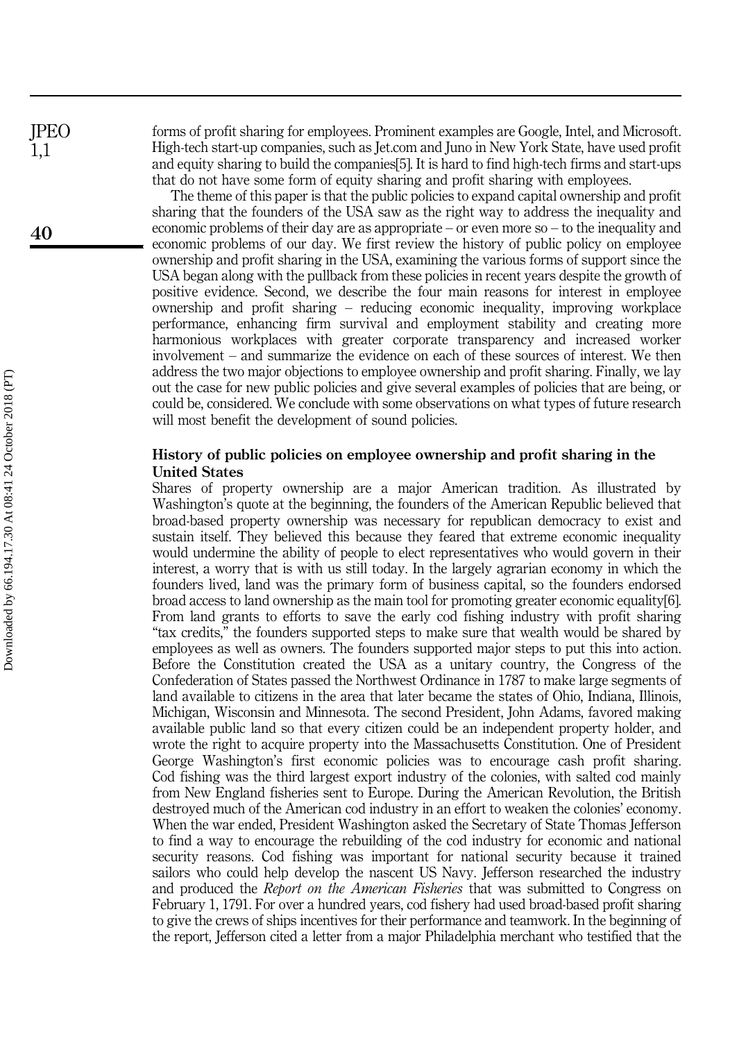forms of profit sharing for employees. Prominent examples are Google, Intel, and Microsoft. High-tech start-up companies, such as Jet.com and Juno in New York State, have used profit and equity sharing to build the companies[5]. It is hard to find high-tech firms and start-ups that do not have some form of equity sharing and profit sharing with employees.

The theme of this paper is that the public policies to expand capital ownership and profit sharing that the founders of the USA saw as the right way to address the inequality and economic problems of their day are as appropriate – or even more so – to the inequality and economic problems of our day. We first review the history of public policy on employee ownership and profit sharing in the USA, examining the various forms of support since the USA began along with the pullback from these policies in recent years despite the growth of positive evidence. Second, we describe the four main reasons for interest in employee ownership and profit sharing – reducing economic inequality, improving workplace performance, enhancing firm survival and employment stability and creating more harmonious workplaces with greater corporate transparency and increased worker involvement – and summarize the evidence on each of these sources of interest. We then address the two major objections to employee ownership and profit sharing. Finally, we lay out the case for new public policies and give several examples of policies that are being, or could be, considered. We conclude with some observations on what types of future research will most benefit the development of sound policies.

## History of public policies on employee ownership and profit sharing in the United States

Shares of property ownership are a major American tradition. As illustrated by Washington's quote at the beginning, the founders of the American Republic believed that broad-based property ownership was necessary for republican democracy to exist and sustain itself. They believed this because they feared that extreme economic inequality would undermine the ability of people to elect representatives who would govern in their interest, a worry that is with us still today. In the largely agrarian economy in which the founders lived, land was the primary form of business capital, so the founders endorsed broad access to land ownership as the main tool for promoting greater economic equality[6]. From land grants to efforts to save the early cod fishing industry with profit sharing "tax credits," the founders supported steps to make sure that wealth would be shared by employees as well as owners. The founders supported major steps to put this into action. Before the Constitution created the USA as a unitary country, the Congress of the Confederation of States passed the Northwest Ordinance in 1787 to make large segments of land available to citizens in the area that later became the states of Ohio, Indiana, Illinois, Michigan, Wisconsin and Minnesota. The second President, John Adams, favored making available public land so that every citizen could be an independent property holder, and wrote the right to acquire property into the Massachusetts Constitution. One of President George Washington's first economic policies was to encourage cash profit sharing. Cod fishing was the third largest export industry of the colonies, with salted cod mainly from New England fisheries sent to Europe. During the American Revolution, the British destroyed much of the American cod industry in an effort to weaken the colonies' economy. When the war ended, President Washington asked the Secretary of State Thomas Jefferson to find a way to encourage the rebuilding of the cod industry for economic and national security reasons. Cod fishing was important for national security because it trained sailors who could help develop the nascent US Navy. Jefferson researched the industry and produced the *Report on the American Fisheries* that was submitted to Congress on February 1, 1791. For over a hundred years, cod fishery had used broad-based profit sharing to give the crews of ships incentives for their performance and teamwork. In the beginning of the report, Jefferson cited a letter from a major Philadelphia merchant who testified that the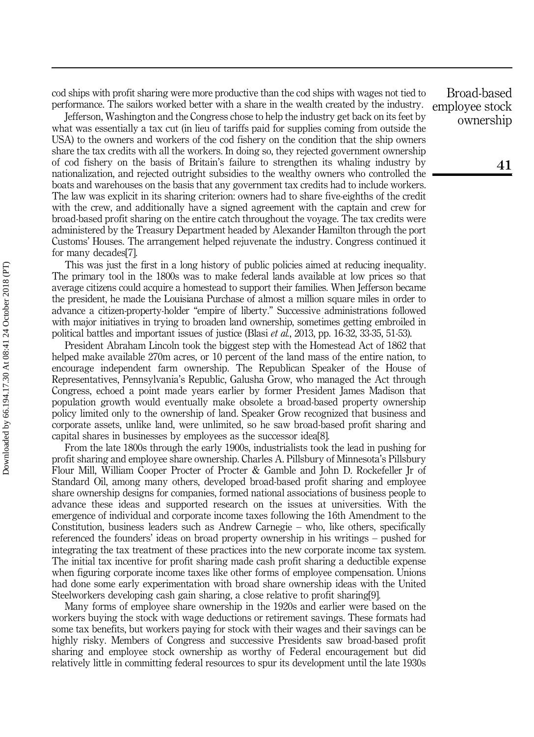cod ships with profit sharing were more productive than the cod ships with wages not tied to performance. The sailors worked better with a share in the wealth created by the industry.

Jefferson, Washington and the Congress chose to help the industry get back on its feet by what was essentially a tax cut (in lieu of tariffs paid for supplies coming from outside the USA) to the owners and workers of the cod fishery on the condition that the ship owners share the tax credits with all the workers. In doing so, they rejected government ownership of cod fishery on the basis of Britain's failure to strengthen its whaling industry by nationalization, and rejected outright subsidies to the wealthy owners who controlled the boats and warehouses on the basis that any government tax credits had to include workers. The law was explicit in its sharing criterion: owners had to share five-eighths of the credit with the crew, and additionally have a signed agreement with the captain and crew for broad-based profit sharing on the entire catch throughout the voyage. The tax credits were administered by the Treasury Department headed by Alexander Hamilton through the port Customs' Houses. The arrangement helped rejuvenate the industry. Congress continued it for many decades[7].

This was just the first in a long history of public policies aimed at reducing inequality. The primary tool in the 1800s was to make federal lands available at low prices so that average citizens could acquire a homestead to support their families. When Jefferson became the president, he made the Louisiana Purchase of almost a million square miles in order to advance a citizen-property-holder "empire of liberty." Successive administrations followed with major initiatives in trying to broaden land ownership, sometimes getting embroiled in political battles and important issues of justice (Blasi *et al.*, 2013, pp. 16-32, 33-35, 51-53).

President Abraham Lincoln took the biggest step with the Homestead Act of 1862 that helped make available 270m acres, or 10 percent of the land mass of the entire nation, to encourage independent farm ownership. The Republican Speaker of the House of Representatives, Pennsylvania's Republic, Galusha Grow, who managed the Act through Congress, echoed a point made years earlier by former President James Madison that population growth would eventually make obsolete a broad-based property ownership policy limited only to the ownership of land. Speaker Grow recognized that business and corporate assets, unlike land, were unlimited, so he saw broad-based profit sharing and capital shares in businesses by employees as the successor idea[8].

From the late 1800s through the early 1900s, industrialists took the lead in pushing for profit sharing and employee share ownership. Charles A. Pillsbury of Minnesota's Pillsbury Flour Mill, William Cooper Procter of Procter & Gamble and John D. Rockefeller Jr of Standard Oil, among many others, developed broad-based profit sharing and employee share ownership designs for companies, formed national associations of business people to advance these ideas and supported research on the issues at universities. With the emergence of individual and corporate income taxes following the 16th Amendment to the Constitution, business leaders such as Andrew Carnegie – who, like others, specifically referenced the founders' ideas on broad property ownership in his writings – pushed for integrating the tax treatment of these practices into the new corporate income tax system. The initial tax incentive for profit sharing made cash profit sharing a deductible expense when figuring corporate income taxes like other forms of employee compensation. Unions had done some early experimentation with broad share ownership ideas with the United Steelworkers developing cash gain sharing, a close relative to profit sharing[9].

Many forms of employee share ownership in the 1920s and earlier were based on the workers buying the stock with wage deductions or retirement savings. These formats had some tax benefits, but workers paying for stock with their wages and their savings can be highly risky. Members of Congress and successive Presidents saw broad-based profit sharing and employee stock ownership as worthy of Federal encouragement but did relatively little in committing federal resources to spur its development until the late 1930s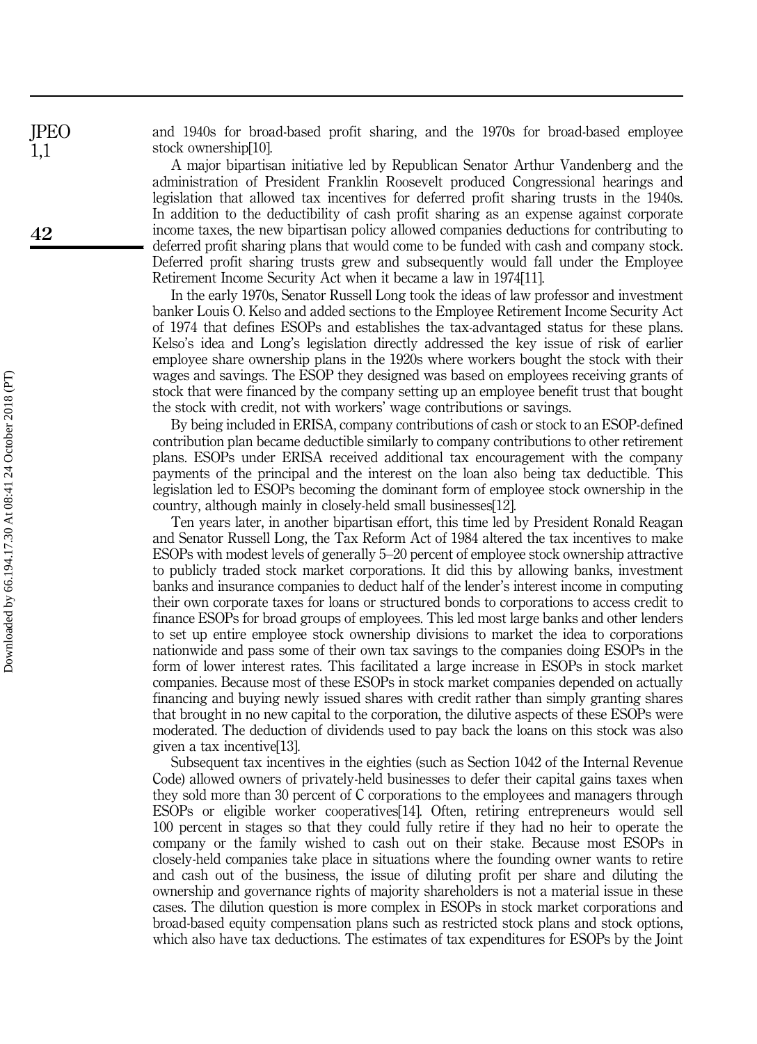and 1940s for broad-based profit sharing, and the 1970s for broad-based employee stock ownership[10].

A major bipartisan initiative led by Republican Senator Arthur Vandenberg and the administration of President Franklin Roosevelt produced Congressional hearings and legislation that allowed tax incentives for deferred profit sharing trusts in the 1940s. In addition to the deductibility of cash profit sharing as an expense against corporate income taxes, the new bipartisan policy allowed companies deductions for contributing to deferred profit sharing plans that would come to be funded with cash and company stock. Deferred profit sharing trusts grew and subsequently would fall under the Employee Retirement Income Security Act when it became a law in 1974[11].

In the early 1970s, Senator Russell Long took the ideas of law professor and investment banker Louis O. Kelso and added sections to the Employee Retirement Income Security Act of 1974 that defines ESOPs and establishes the tax-advantaged status for these plans. Kelso's idea and Long's legislation directly addressed the key issue of risk of earlier employee share ownership plans in the 1920s where workers bought the stock with their wages and savings. The ESOP they designed was based on employees receiving grants of stock that were financed by the company setting up an employee benefit trust that bought the stock with credit, not with workers' wage contributions or savings.

By being included in ERISA, company contributions of cash or stock to an ESOP-defined contribution plan became deductible similarly to company contributions to other retirement plans. ESOPs under ERISA received additional tax encouragement with the company payments of the principal and the interest on the loan also being tax deductible. This legislation led to ESOPs becoming the dominant form of employee stock ownership in the country, although mainly in closely-held small businesses[12].

Ten years later, in another bipartisan effort, this time led by President Ronald Reagan and Senator Russell Long, the Tax Reform Act of 1984 altered the tax incentives to make ESOPs with modest levels of generally 5–20 percent of employee stock ownership attractive to publicly traded stock market corporations. It did this by allowing banks, investment banks and insurance companies to deduct half of the lender's interest income in computing their own corporate taxes for loans or structured bonds to corporations to access credit to finance ESOPs for broad groups of employees. This led most large banks and other lenders to set up entire employee stock ownership divisions to market the idea to corporations nationwide and pass some of their own tax savings to the companies doing ESOPs in the form of lower interest rates. This facilitated a large increase in ESOPs in stock market companies. Because most of these ESOPs in stock market companies depended on actually financing and buying newly issued shares with credit rather than simply granting shares that brought in no new capital to the corporation, the dilutive aspects of these ESOPs were moderated. The deduction of dividends used to pay back the loans on this stock was also given a tax incentive[13].

Subsequent tax incentives in the eighties (such as Section 1042 of the Internal Revenue Code) allowed owners of privately-held businesses to defer their capital gains taxes when they sold more than 30 percent of C corporations to the employees and managers through ESOPs or eligible worker cooperatives[14]. Often, retiring entrepreneurs would sell 100 percent in stages so that they could fully retire if they had no heir to operate the company or the family wished to cash out on their stake. Because most ESOPs in closely-held companies take place in situations where the founding owner wants to retire and cash out of the business, the issue of diluting profit per share and diluting the ownership and governance rights of majority shareholders is not a material issue in these cases. The dilution question is more complex in ESOPs in stock market corporations and broad-based equity compensation plans such as restricted stock plans and stock options, which also have tax deductions. The estimates of tax expenditures for ESOPs by the Joint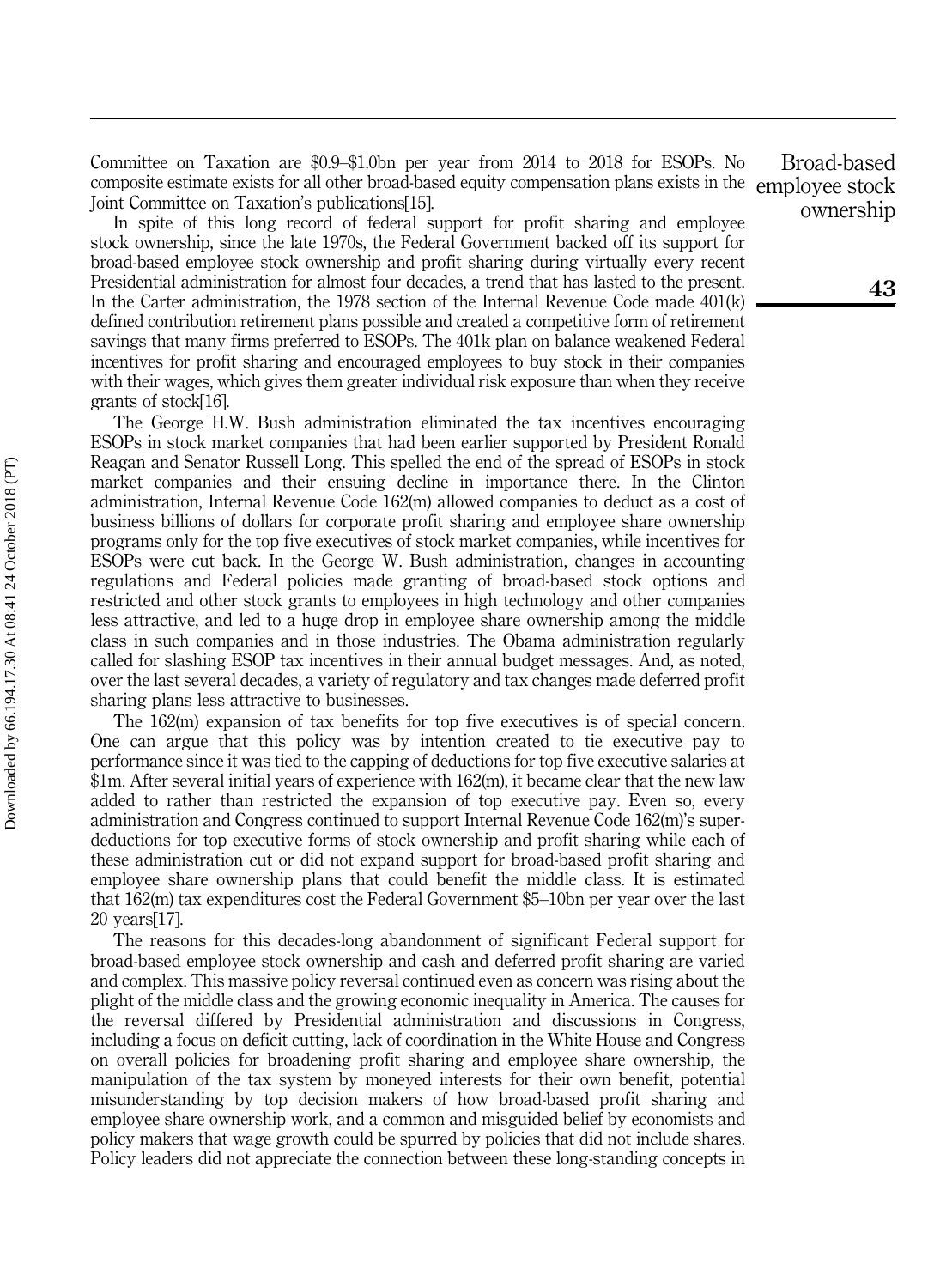Committee on Taxation are $0.9–$1.0bn per year from 2014 to 2018 for ESOPs. No composite estimate exists for all other broad-based equity compensation plans exists in the Joint Committee on Taxation's publications[15].

In spite of this long record of federal support for profit sharing and employee stock ownership, since the late 1970s, the Federal Government backed off its support for broad-based employee stock ownership and profit sharing during virtually every recent Presidential administration for almost four decades, a trend that has lasted to the present. In the Carter administration, the 1978 section of the Internal Revenue Code made 401(k) defined contribution retirement plans possible and created a competitive form of retirement savings that many firms preferred to ESOPs. The 401k plan on balance weakened Federal incentives for profit sharing and encouraged employees to buy stock in their companies with their wages, which gives them greater individual risk exposure than when they receive grants of stock[16].

The George H.W. Bush administration eliminated the tax incentives encouraging ESOPs in stock market companies that had been earlier supported by President Ronald Reagan and Senator Russell Long. This spelled the end of the spread of ESOPs in stock market companies and their ensuing decline in importance there. In the Clinton administration, Internal Revenue Code 162(m) allowed companies to deduct as a cost of business billions of dollars for corporate profit sharing and employee share ownership programs only for the top five executives of stock market companies, while incentives for ESOPs were cut back. In the George W. Bush administration, changes in accounting regulations and Federal policies made granting of broad-based stock options and restricted and other stock grants to employees in high technology and other companies less attractive, and led to a huge drop in employee share ownership among the middle class in such companies and in those industries. The Obama administration regularly called for slashing ESOP tax incentives in their annual budget messages. And, as noted, over the last several decades, a variety of regulatory and tax changes made deferred profit sharing plans less attractive to businesses.

The 162(m) expansion of tax benefits for top five executives is of special concern. One can argue that this policy was by intention created to tie executive pay to performance since it was tied to the capping of deductions for top five executive salaries at $1m. After several initial years of experience with 162(m), it became clear that the new law added to rather than restricted the expansion of top executive pay. Even so, every administration and Congress continued to support Internal Revenue Code 162(m)'s super-deductions for top executive forms of stock ownership and profit sharing while each of these administration cut or did not expand support for broad-based profit sharing and employee share ownership plans that could benefit the middle class. It is estimated that 162(m) tax expenditures cost the Federal Government $5–10bn per year over the last 20 years[17].

The reasons for this decades-long abandonment of significant Federal support for broad-based employee stock ownership and cash and deferred profit sharing are varied and complex. This massive policy reversal continued even as concern was rising about the plight of the middle class and the growing economic inequality in America. The causes for the reversal differed by Presidential administration and discussions in Congress, including a focus on deficit cutting, lack of coordination in the White House and Congress on overall policies for broadening profit sharing and employee share ownership, the manipulation of the tax system by moneyed interests for their own benefit, potential misunderstanding by top decision makers of how broad-based profit sharing and employee share ownership work, and a common and misguided belief by economists and policy makers that wage growth could be spurred by policies that did not include shares. Policy leaders did not appreciate the connection between these long-standing concepts in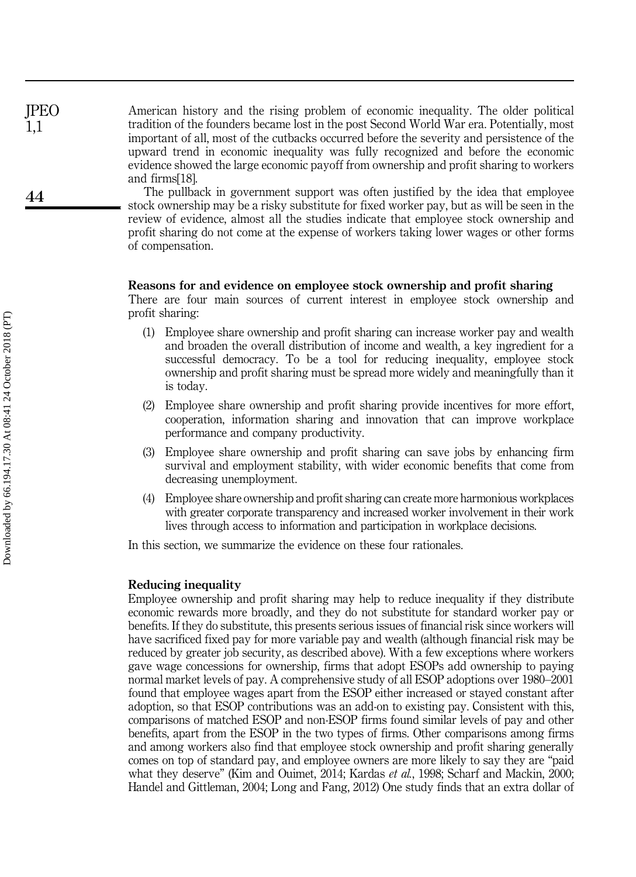American history and the rising problem of economic inequality. The older political tradition of the founders became lost in the post Second World War era. Potentially, most important of all, most of the cutbacks occurred before the severity and persistence of the upward trend in economic inequality was fully recognized and before the economic evidence showed the large economic payoff from ownership and profit sharing to workers and firms[18].

The pullback in government support was often justified by the idea that employee stock ownership may be a risky substitute for fixed worker pay, but as will be seen in the review of evidence, almost all the studies indicate that employee stock ownership and profit sharing do not come at the expense of workers taking lower wages or other forms of compensation.

### Reasons for and evidence on employee stock ownership and profit sharing

There are four main sources of current interest in employee stock ownership and profit sharing:

1. Employee share ownership and profit sharing can increase worker pay and wealth and broaden the overall distribution of income and wealth, a key ingredient for a successful democracy. To be a tool for reducing inequality, employee stock ownership and profit sharing must be spread more widely and meaningfully than it is today.
2. Employee share ownership and profit sharing provide incentives for more effort, cooperation, information sharing and innovation that can improve workplace performance and company productivity.
3. Employee share ownership and profit sharing can save jobs by enhancing firm survival and employment stability, with wider economic benefits that come from decreasing unemployment.
4. Employee share ownership and profit sharing can create more harmonious workplaces with greater corporate transparency and increased worker involvement in their work lives through access to information and participation in workplace decisions.

In this section, we summarize the evidence on these four rationales.

### Reducing inequality

Employee ownership and profit sharing may help to reduce inequality if they distribute economic rewards more broadly, and they do not substitute for standard worker pay or benefits. If they do substitute, this presents serious issues of financial risk since workers will have sacrificed fixed pay for more variable pay and wealth (although financial risk may be reduced by greater job security, as described above). With a few exceptions where workers gave wage concessions for ownership, firms that adopt ESOPs add ownership to paying normal market levels of pay. A comprehensive study of all ESOP adoptions over 1980–2001 found that employee wages apart from the ESOP either increased or stayed constant after adoption, so that ESOP contributions was an add-on to existing pay. Consistent with this, comparisons of matched ESOP and non-ESOP firms found similar levels of pay and other benefits, apart from the ESOP in the two types of firms. Other comparisons among firms and among workers also find that employee stock ownership and profit sharing generally comes on top of standard pay, and employee owners are more likely to say they are "paid what they deserve" (Kim and Ouimet, 2014; Kardas *et al.*, 1998; Scharf and Mackin, 2000; Handel and Gittleman, 2004; Long and Fang, 2012) One study finds that an extra dollar of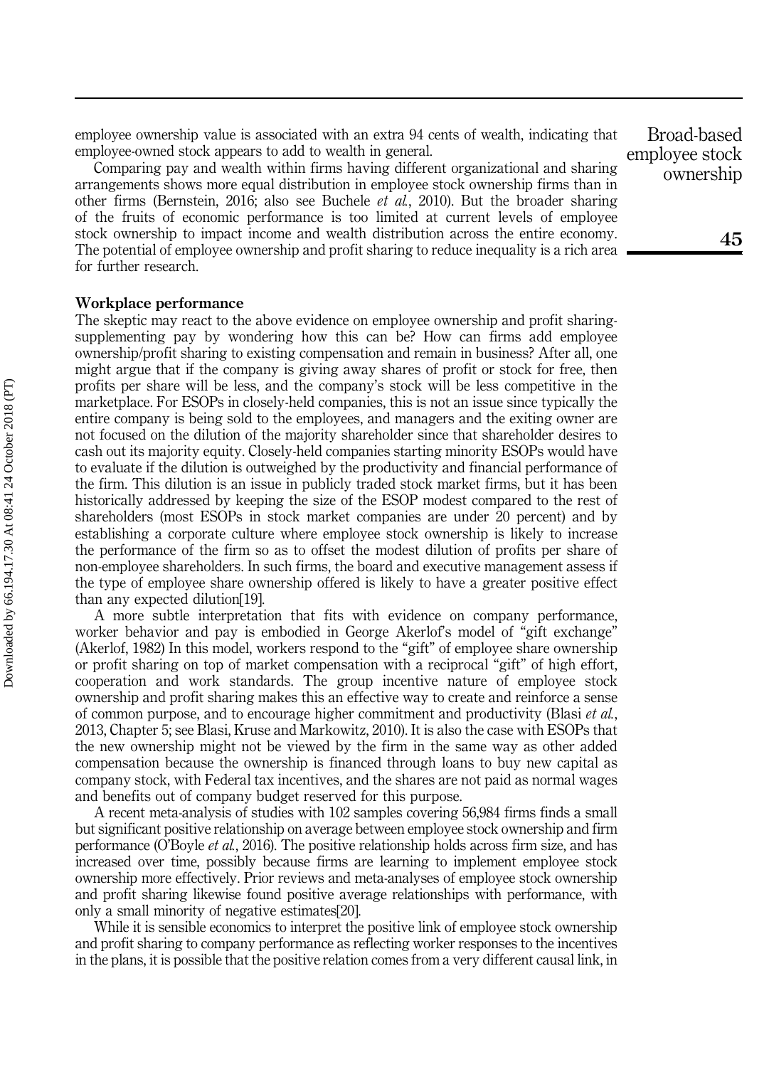employee ownership value is associated with an extra 94 cents of wealth, indicating that employee-owned stock appears to add to wealth in general.

Comparing pay and wealth within firms having different organizational and sharing arrangements shows more equal distribution in employee stock ownership firms than in other firms (Bernstein, 2016; also see Buchele *et al.*, 2010). But the broader sharing of the fruits of economic performance is too limited at current levels of employee stock ownership to impact income and wealth distribution across the entire economy. The potential of employee ownership and profit sharing to reduce inequality is a rich area for further research.

### Workplace performance

The skeptic may react to the above evidence on employee ownership and profit sharing-supplementing pay by wondering how this can be? How can firms add employee ownership/profit sharing to existing compensation and remain in business? After all, one might argue that if the company is giving away shares of profit or stock for free, then profits per share will be less, and the company's stock will be less competitive in the marketplace. For ESOPs in closely-held companies, this is not an issue since typically the entire company is being sold to the employees, and managers and the exiting owner are not focused on the dilution of the majority shareholder since that shareholder desires to cash out its majority equity. Closely-held companies starting minority ESOPs would have to evaluate if the dilution is outweighed by the productivity and financial performance of the firm. This dilution is an issue in publicly traded stock market firms, but it has been historically addressed by keeping the size of the ESOP modest compared to the rest of shareholders (most ESOPs in stock market companies are under 20 percent) and by establishing a corporate culture where employee stock ownership is likely to increase the performance of the firm so as to offset the modest dilution of profits per share of non-employee shareholders. In such firms, the board and executive management assess if the type of employee share ownership offered is likely to have a greater positive effect than any expected dilution[19].

A more subtle interpretation that fits with evidence on company performance, worker behavior and pay is embodied in George Akerlof's model of "gift exchange" (Akerlof, 1982) In this model, workers respond to the "gift" of employee share ownership or profit sharing on top of market compensation with a reciprocal "gift" of high effort, cooperation and work standards. The group incentive nature of employee stock ownership and profit sharing makes this an effective way to create and reinforce a sense of common purpose, and to encourage higher commitment and productivity (Blasi *et al.*, 2013, Chapter 5; see Blasi, Kruse and Markowitz, 2010). It is also the case with ESOPs that the new ownership might not be viewed by the firm in the same way as other added compensation because the ownership is financed through loans to buy new capital as company stock, with Federal tax incentives, and the shares are not paid as normal wages and benefits out of company budget reserved for this purpose.

A recent meta-analysis of studies with 102 samples covering 56,984 firms finds a small but significant positive relationship on average between employee stock ownership and firm performance (O'Boyle *et al.*, 2016). The positive relationship holds across firm size, and has increased over time, possibly because firms are learning to implement employee stock ownership more effectively. Prior reviews and meta-analyses of employee stock ownership and profit sharing likewise found positive average relationships with performance, with only a small minority of negative estimates[20].

While it is sensible economics to interpret the positive link of employee stock ownership and profit sharing to company performance as reflecting worker responses to the incentives in the plans, it is possible that the positive relation comes from a very different causal link, in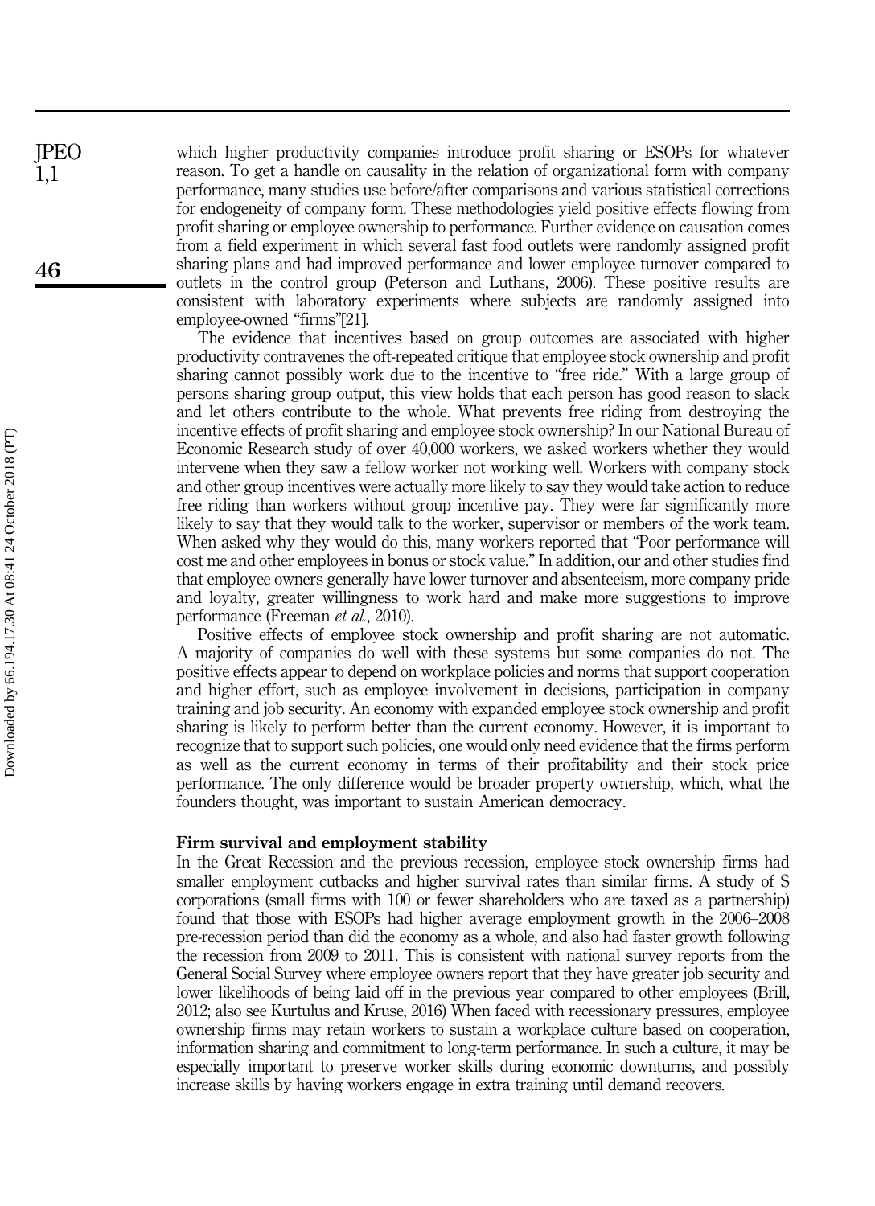which higher productivity companies introduce profit sharing or ESOPs for whatever reason. To get a handle on causality in the relation of organizational form with company performance, many studies use before/after comparisons and various statistical corrections for endogeneity of company form. These methodologies yield positive effects flowing from profit sharing or employee ownership to performance. Further evidence on causation comes from a field experiment in which several fast food outlets were randomly assigned profit sharing plans and had improved performance and lower employee turnover compared to outlets in the control group (Peterson and Luthans, 2006). These positive results are consistent with laboratory experiments where subjects are randomly assigned into employee-owned "firms"[21].

The evidence that incentives based on group outcomes are associated with higher productivity contravenes the oft-repeated critique that employee stock ownership and profit sharing cannot possibly work due to the incentive to "free ride." With a large group of persons sharing group output, this view holds that each person has good reason to slack and let others contribute to the whole. What prevents free riding from destroying the incentive effects of profit sharing and employee stock ownership? In our National Bureau of Economic Research study of over 40,000 workers, we asked workers whether they would intervene when they saw a fellow worker not working well. Workers with company stock and other group incentives were actually more likely to say they would take action to reduce free riding than workers without group incentive pay. They were far significantly more likely to say that they would talk to the worker, supervisor or members of the work team. When asked why they would do this, many workers reported that "Poor performance will cost me and other employees in bonus or stock value." In addition, our and other studies find that employee owners generally have lower turnover and absenteeism, more company pride and loyalty, greater willingness to work hard and make more suggestions to improve performance (Freeman *et al.*, 2010).

Positive effects of employee stock ownership and profit sharing are not automatic. A majority of companies do well with these systems but some companies do not. The positive effects appear to depend on workplace policies and norms that support cooperation and higher effort, such as employee involvement in decisions, participation in company training and job security. An economy with expanded employee stock ownership and profit sharing is likely to perform better than the current economy. However, it is important to recognize that to support such policies, one would only need evidence that the firms perform as well as the current economy in terms of their profitability and their stock price performance. The only difference would be broader property ownership, which, what the founders thought, was important to sustain American democracy.

### Firm survival and employment stability

In the Great Recession and the previous recession, employee stock ownership firms had smaller employment cutbacks and higher survival rates than similar firms. A study of S corporations (small firms with 100 or fewer shareholders who are taxed as a partnership) found that those with ESOPs had higher average employment growth in the 2006–2008 pre-recession period than did the economy as a whole, and also had faster growth following the recession from 2009 to 2011. This is consistent with national survey reports from the General Social Survey where employee owners report that they have greater job security and lower likelihoods of being laid off in the previous year compared to other employees (Brill, 2012; also see Kurtulus and Kruse, 2016) When faced with recessionary pressures, employee ownership firms may retain workers to sustain a workplace culture based on cooperation, information sharing and commitment to long-term performance. In such a culture, it may be especially important to preserve worker skills during economic downturns, and possibly increase skills by having workers engage in extra training until demand recovers.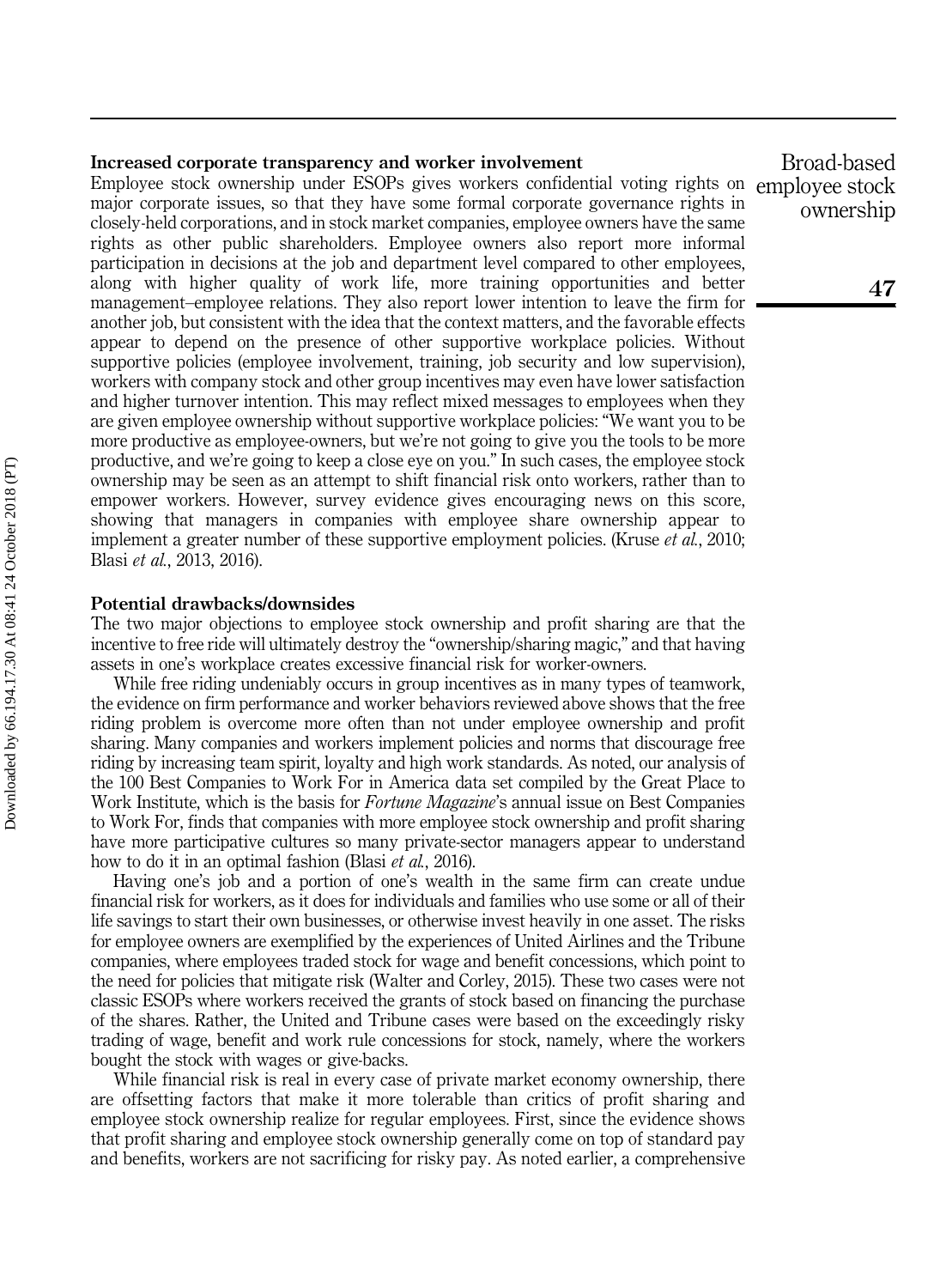### Increased corporate transparency and worker involvement

Employee stock ownership under ESOPs gives workers confidential voting rights on major corporate issues, so that they have some formal corporate governance rights in closely-held corporations, and in stock market companies, employee owners have the same rights as other public shareholders. Employee owners also report more informal participation in decisions at the job and department level compared to other employees, along with higher quality of work life, more training opportunities and better management–employee relations. They also report lower intention to leave the firm for another job, but consistent with the idea that the context matters, and the favorable effects appear to depend on the presence of other supportive workplace policies. Without supportive policies (employee involvement, training, job security and low supervision), workers with company stock and other group incentives may even have lower satisfaction and higher turnover intention. This may reflect mixed messages to employees when they are given employee ownership without supportive workplace policies: "We want you to be more productive as employee-owners, but we're not going to give you the tools to be more productive, and we're going to keep a close eye on you." In such cases, the employee stock ownership may be seen as an attempt to shift financial risk onto workers, rather than to empower workers. However, survey evidence gives encouraging news on this score, showing that managers in companies with employee share ownership appear to implement a greater number of these supportive employment policies. (Kruse *et al.*, 2010; Blasi *et al.*, 2013, 2016).

### Potential drawbacks/downsides

The two major objections to employee stock ownership and profit sharing are that the incentive to free ride will ultimately destroy the "ownership/sharing magic," and that having assets in one's workplace creates excessive financial risk for worker-owners.

While free riding undeniably occurs in group incentives as in many types of teamwork, the evidence on firm performance and worker behaviors reviewed above shows that the free riding problem is overcome more often than not under employee ownership and profit sharing. Many companies and workers implement policies and norms that discourage free riding by increasing team spirit, loyalty and high work standards. As noted, our analysis of the 100 Best Companies to Work For in America data set compiled by the Great Place to Work Institute, which is the basis for *Fortune Magazine*'s annual issue on Best Companies to Work For, finds that companies with more employee stock ownership and profit sharing have more participative cultures so many private-sector managers appear to understand how to do it in an optimal fashion (Blasi *et al.*, 2016).

Having one's job and a portion of one's wealth in the same firm can create undue financial risk for workers, as it does for individuals and families who use some or all of their life savings to start their own businesses, or otherwise invest heavily in one asset. The risks for employee owners are exemplified by the experiences of United Airlines and the Tribune companies, where employees traded stock for wage and benefit concessions, which point to the need for policies that mitigate risk (Walter and Corley, 2015). These two cases were not classic ESOPs where workers received the grants of stock based on financing the purchase of the shares. Rather, the United and Tribune cases were based on the exceedingly risky trading of wage, benefit and work rule concessions for stock, namely, where the workers bought the stock with wages or give-backs.

While financial risk is real in every case of private market economy ownership, there are offsetting factors that make it more tolerable than critics of profit sharing and employee stock ownership realize for regular employees. First, since the evidence shows that profit sharing and employee stock ownership generally come on top of standard pay and benefits, workers are not sacrificing for risky pay. As noted earlier, a comprehensive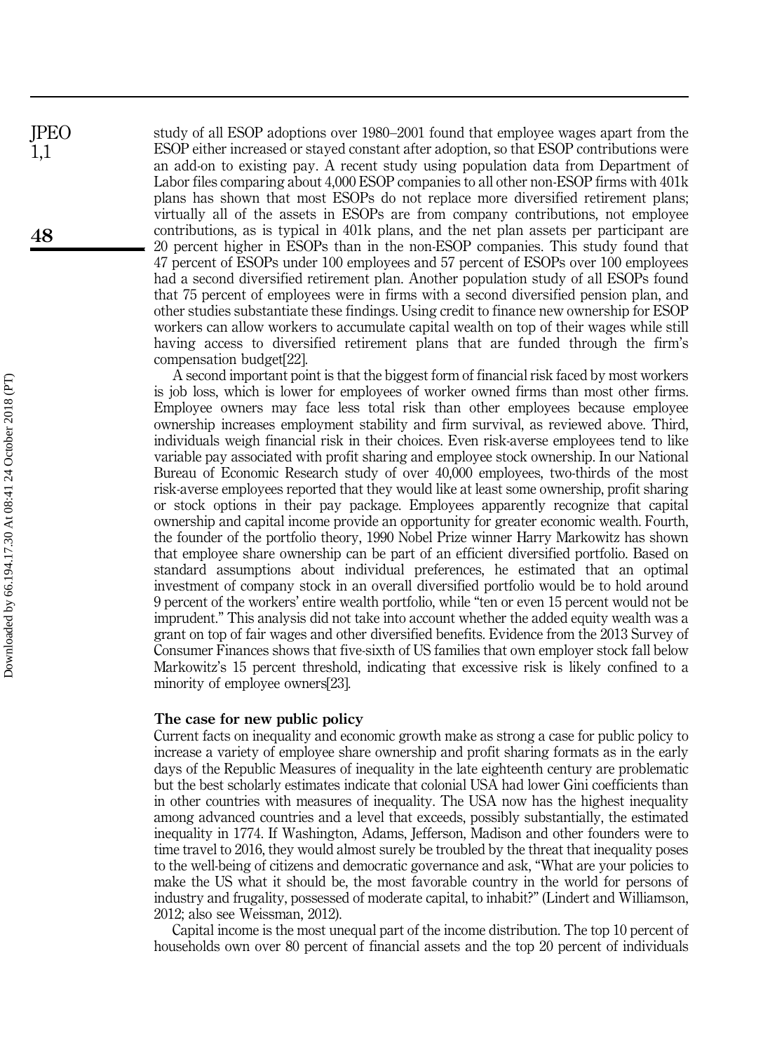study of all ESOP adoptions over 1980–2001 found that employee wages apart from the ESOP either increased or stayed constant after adoption, so that ESOP contributions were an add-on to existing pay. A recent study using population data from Department of Labor files comparing about 4,000 ESOP companies to all other non-ESOP firms with 401k plans has shown that most ESOPs do not replace more diversified retirement plans; virtually all of the assets in ESOPs are from company contributions, not employee contributions, as is typical in 401k plans, and the net plan assets per participant are 20 percent higher in ESOPs than in the non-ESOP companies. This study found that 47 percent of ESOPs under 100 employees and 57 percent of ESOPs over 100 employees had a second diversified retirement plan. Another population study of all ESOPs found that 75 percent of employees were in firms with a second diversified pension plan, and other studies substantiate these findings. Using credit to finance new ownership for ESOP workers can allow workers to accumulate capital wealth on top of their wages while still having access to diversified retirement plans that are funded through the firm's compensation budget[22].

A second important point is that the biggest form of financial risk faced by most workers is job loss, which is lower for employees of worker owned firms than most other firms. Employee owners may face less total risk than other employees because employee ownership increases employment stability and firm survival, as reviewed above. Third, individuals weigh financial risk in their choices. Even risk-averse employees tend to like variable pay associated with profit sharing and employee stock ownership. In our National Bureau of Economic Research study of over 40,000 employees, two-thirds of the most risk-averse employees reported that they would like at least some ownership, profit sharing or stock options in their pay package. Employees apparently recognize that capital ownership and capital income provide an opportunity for greater economic wealth. Fourth, the founder of the portfolio theory, 1990 Nobel Prize winner Harry Markowitz has shown that employee share ownership can be part of an efficient diversified portfolio. Based on standard assumptions about individual preferences, he estimated that an optimal investment of company stock in an overall diversified portfolio would be to hold around 9 percent of the workers' entire wealth portfolio, while "ten or even 15 percent would not be imprudent." This analysis did not take into account whether the added equity wealth was a grant on top of fair wages and other diversified benefits. Evidence from the 2013 Survey of Consumer Finances shows that five-sixth of US families that own employer stock fall below Markowitz's 15 percent threshold, indicating that excessive risk is likely confined to a minority of employee owners[23].

### The case for new public policy

Current facts on inequality and economic growth make as strong a case for public policy to increase a variety of employee share ownership and profit sharing formats as in the early days of the Republic Measures of inequality in the late eighteenth century are problematic but the best scholarly estimates indicate that colonial USA had lower Gini coefficients than in other countries with measures of inequality. The USA now has the highest inequality among advanced countries and a level that exceeds, possibly substantially, the estimated inequality in 1774. If Washington, Adams, Jefferson, Madison and other founders were to time travel to 2016, they would almost surely be troubled by the threat that inequality poses to the well-being of citizens and democratic governance and ask, "What are your policies to make the US what it should be, the most favorable country in the world for persons of industry and frugality, possessed of moderate capital, to inhabit?" (Lindert and Williamson, 2012; also see Weissman, 2012).

Capital income is the most unequal part of the income distribution. The top 10 percent of households own over 80 percent of financial assets and the top 20 percent of individuals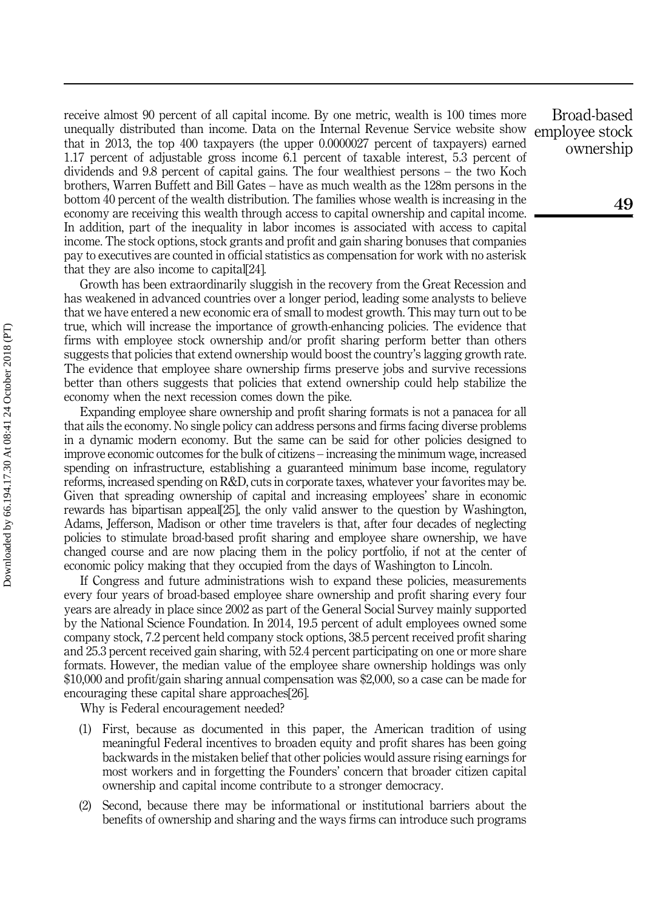receive almost 90 percent of all capital income. By one metric, wealth is 100 times more unequally distributed than income. Data on the Internal Revenue Service website show that in 2013, the top 400 taxpayers (the upper 0.0000027 percent of taxpayers) earned 1.17 percent of adjustable gross income 6.1 percent of taxable interest, 5.3 percent of dividends and 9.8 percent of capital gains. The four wealthiest persons – the two Koch brothers, Warren Buffett and Bill Gates – have as much wealth as the 128m persons in the bottom 40 percent of the wealth distribution. The families whose wealth is increasing in the economy are receiving this wealth through access to capital ownership and capital income. In addition, part of the inequality in labor incomes is associated with access to capital income. The stock options, stock grants and profit and gain sharing bonuses that companies pay to executives are counted in official statistics as compensation for work with no asterisk that they are also income to capital[24].

Growth has been extraordinarily sluggish in the recovery from the Great Recession and has weakened in advanced countries over a longer period, leading some analysts to believe that we have entered a new economic era of small to modest growth. This may turn out to be true, which will increase the importance of growth-enhancing policies. The evidence that firms with employee stock ownership and/or profit sharing perform better than others suggests that policies that extend ownership would boost the country's lagging growth rate. The evidence that employee share ownership firms preserve jobs and survive recessions better than others suggests that policies that extend ownership could help stabilize the economy when the next recession comes down the pike.

Expanding employee share ownership and profit sharing formats is not a panacea for all that ails the economy. No single policy can address persons and firms facing diverse problems in a dynamic modern economy. But the same can be said for other policies designed to improve economic outcomes for the bulk of citizens – increasing the minimum wage, increased spending on infrastructure, establishing a guaranteed minimum base income, regulatory reforms, increased spending on R&D, cuts in corporate taxes, whatever your favorites may be. Given that spreading ownership of capital and increasing employees' share in economic rewards has bipartisan appeal[25], the only valid answer to the question by Washington, Adams, Jefferson, Madison or other time travelers is that, after four decades of neglecting policies to stimulate broad-based profit sharing and employee share ownership, we have changed course and are now placing them in the policy portfolio, if not at the center of economic policy making that they occupied from the days of Washington to Lincoln.

If Congress and future administrations wish to expand these policies, measurements every four years of broad-based employee share ownership and profit sharing every four years are already in place since 2002 as part of the General Social Survey mainly supported by the National Science Foundation. In 2014, 19.5 percent of adult employees owned some company stock, 7.2 percent held company stock options, 38.5 percent received profit sharing and 25.3 percent received gain sharing, with 52.4 percent participating on one or more share formats. However, the median value of the employee share ownership holdings was only $10,000 and profit/gain sharing annual compensation was $2,000, so a case can be made for encouraging these capital share approaches[26].

Why is Federal encouragement needed?

1. First, because as documented in this paper, the American tradition of using meaningful Federal incentives to broaden equity and profit shares has been going backwards in the mistaken belief that other policies would assure rising earnings for most workers and in forgetting the Founders' concern that broader citizen capital ownership and capital income contribute to a stronger democracy.
2. Second, because there may be informational or institutional barriers about the benefits of ownership and sharing and the ways firms can introduce such programs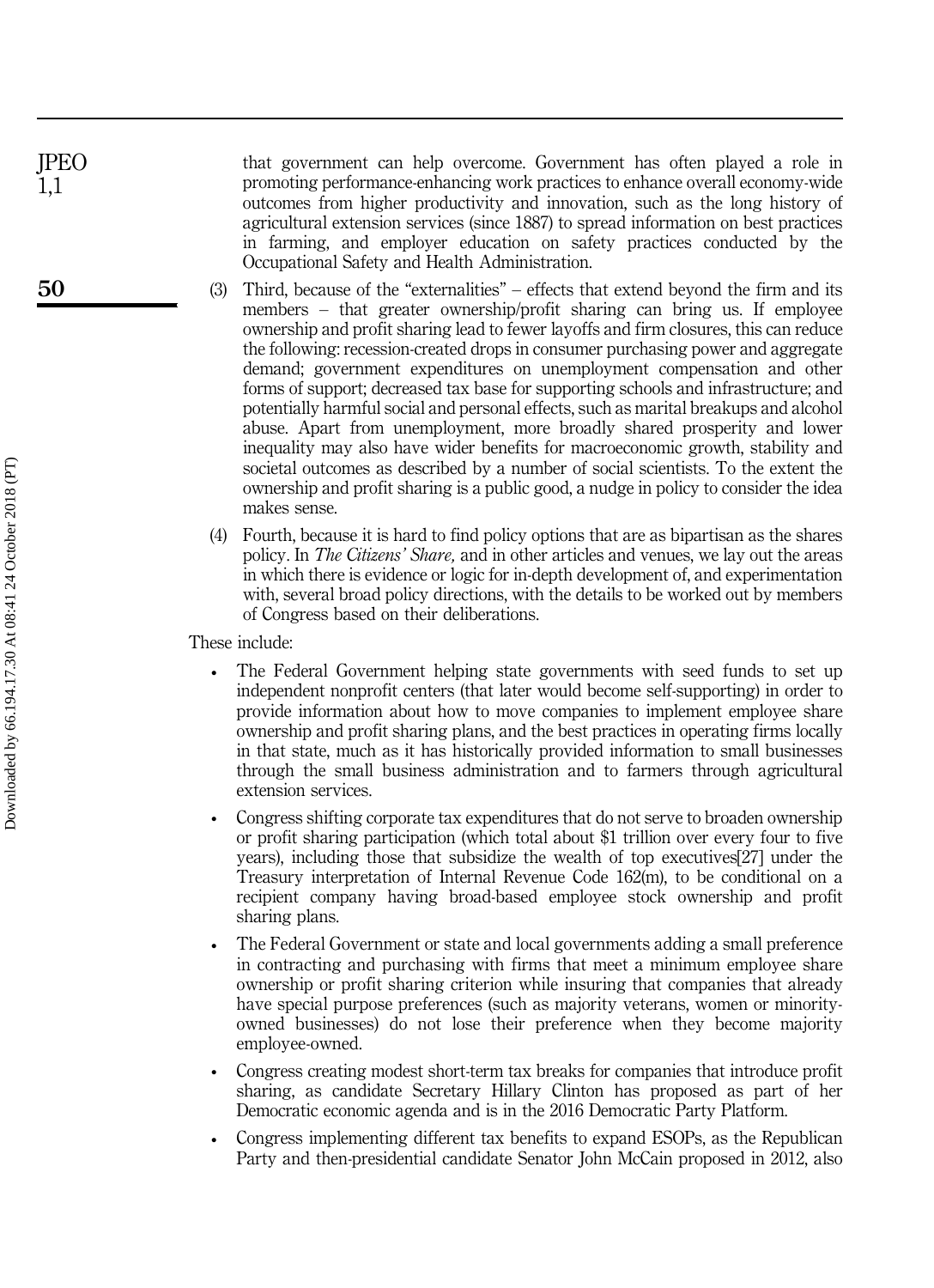that government can help overcome. Government has often played a role in promoting performance-enhancing work practices to enhance overall economy-wide outcomes from higher productivity and innovation, such as the long history of agricultural extension services (since 1887) to spread information on best practices in farming, and employer education on safety practices conducted by the Occupational Safety and Health Administration.

(3) Third, because of the "externalities" – effects that extend beyond the firm and its members – that greater ownership/profit sharing can bring us. If employee ownership and profit sharing lead to fewer layoffs and firm closures, this can reduce the following: recession-created drops in consumer purchasing power and aggregate demand; government expenditures on unemployment compensation and other forms of support; decreased tax base for supporting schools and infrastructure; and potentially harmful social and personal effects, such as marital breakups and alcohol abuse. Apart from unemployment, more broadly shared prosperity and lower inequality may also have wider benefits for macroeconomic growth, stability and societal outcomes as described by a number of social scientists. To the extent the ownership and profit sharing is a public good, a nudge in policy to consider the idea makes sense.

(4) Fourth, because it is hard to find policy options that are as bipartisan as the shares policy. In *The Citizens' Share,* and in other articles and venues, we lay out the areas in which there is evidence or logic for in-depth development of, and experimentation with, several broad policy directions, with the details to be worked out by members of Congress based on their deliberations.

These include:

- The Federal Government helping state governments with seed funds to set up independent nonprofit centers (that later would become self-supporting) in order to provide information about how to move companies to implement employee share ownership and profit sharing plans, and the best practices in operating firms locally in that state, much as it has historically provided information to small businesses through the small business administration and to farmers through agricultural extension services.
- Congress shifting corporate tax expenditures that do not serve to broaden ownership or profit sharing participation (which total about $1 trillion over every four to five years), including those that subsidize the wealth of top executives[27] under the Treasury interpretation of Internal Revenue Code 162(m), to be conditional on a recipient company having broad-based employee stock ownership and profit sharing plans.
- The Federal Government or state and local governments adding a small preference in contracting and purchasing with firms that meet a minimum employee share ownership or profit sharing criterion while insuring that companies that already have special purpose preferences (such as majority veterans, women or minority-owned businesses) do not lose their preference when they become majority employee-owned.
- Congress creating modest short-term tax breaks for companies that introduce profit sharing, as candidate Secretary Hillary Clinton has proposed as part of her Democratic economic agenda and is in the 2016 Democratic Party Platform.
- Congress implementing different tax benefits to expand ESOPs, as the Republican Party and then-presidential candidate Senator John McCain proposed in 2012, also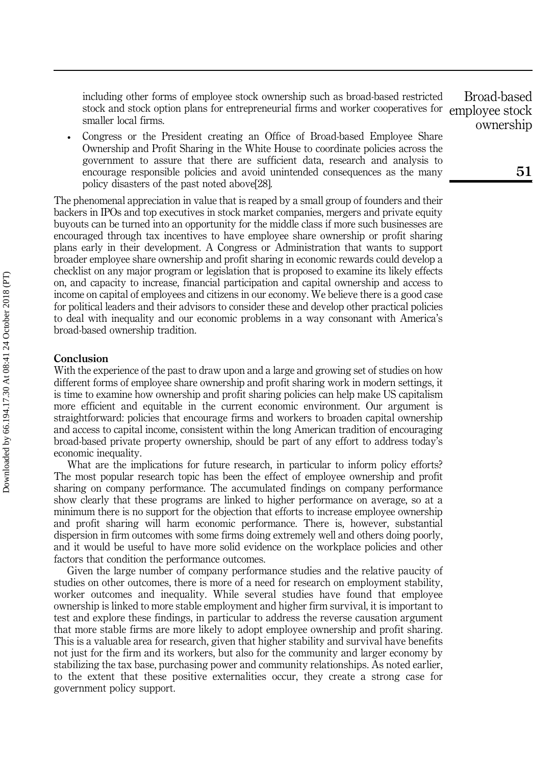including other forms of employee stock ownership such as broad-based restricted stock and stock option plans for entrepreneurial firms and worker cooperatives for smaller local firms.

- Congress or the President creating an Office of Broad-based Employee Share Ownership and Profit Sharing in the White House to coordinate policies across the government to assure that there are sufficient data, research and analysis to encourage responsible policies and avoid unintended consequences as the many policy disasters of the past noted above[28].

The phenomenal appreciation in value that is reaped by a small group of founders and their backers in IPOs and top executives in stock market companies, mergers and private equity buyouts can be turned into an opportunity for the middle class if more such businesses are encouraged through tax incentives to have employee share ownership or profit sharing plans early in their development. A Congress or Administration that wants to support broader employee share ownership and profit sharing in economic rewards could develop a checklist on any major program or legislation that is proposed to examine its likely effects on, and capacity to increase, financial participation and capital ownership and access to income on capital of employees and citizens in our economy. We believe there is a good case for political leaders and their advisors to consider these and develop other practical policies to deal with inequality and our economic problems in a way consonant with America's broad-based ownership tradition.

## Conclusion

With the experience of the past to draw upon and a large and growing set of studies on how different forms of employee share ownership and profit sharing work in modern settings, it is time to examine how ownership and profit sharing policies can help make US capitalism more efficient and equitable in the current economic environment. Our argument is straightforward: policies that encourage firms and workers to broaden capital ownership and access to capital income, consistent within the long American tradition of encouraging broad-based private property ownership, should be part of any effort to address today's economic inequality.

What are the implications for future research, in particular to inform policy efforts? The most popular research topic has been the effect of employee ownership and profit sharing on company performance. The accumulated findings on company performance show clearly that these programs are linked to higher performance on average, so at a minimum there is no support for the objection that efforts to increase employee ownership and profit sharing will harm economic performance. There is, however, substantial dispersion in firm outcomes with some firms doing extremely well and others doing poorly, and it would be useful to have more solid evidence on the workplace policies and other factors that condition the performance outcomes.

Given the large number of company performance studies and the relative paucity of studies on other outcomes, there is more of a need for research on employment stability, worker outcomes and inequality. While several studies have found that employee ownership is linked to more stable employment and higher firm survival, it is important to test and explore these findings, in particular to address the reverse causation argument that more stable firms are more likely to adopt employee ownership and profit sharing. This is a valuable area for research, given that higher stability and survival have benefits not just for the firm and its workers, but also for the community and larger economy by stabilizing the tax base, purchasing power and community relationships. As noted earlier, to the extent that these positive externalities occur, they create a strong case for government policy support.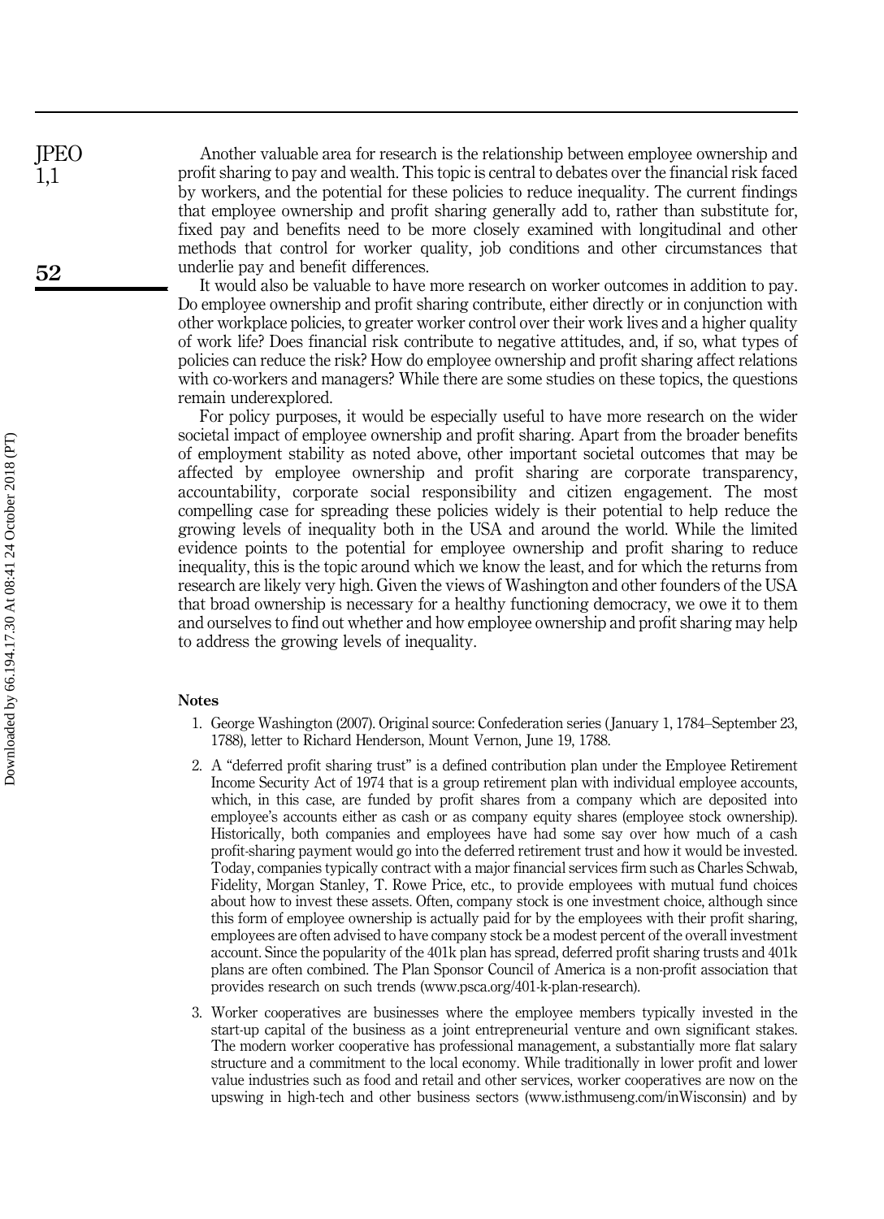Another valuable area for research is the relationship between employee ownership and profit sharing to pay and wealth. This topic is central to debates over the financial risk faced by workers, and the potential for these policies to reduce inequality. The current findings that employee ownership and profit sharing generally add to, rather than substitute for, fixed pay and benefits need to be more closely examined with longitudinal and other methods that control for worker quality, job conditions and other circumstances that underlie pay and benefit differences.

It would also be valuable to have more research on worker outcomes in addition to pay. Do employee ownership and profit sharing contribute, either directly or in conjunction with other workplace policies, to greater worker control over their work lives and a higher quality of work life? Does financial risk contribute to negative attitudes, and, if so, what types of policies can reduce the risk? How do employee ownership and profit sharing affect relations with co-workers and managers? While there are some studies on these topics, the questions remain underexplored.

For policy purposes, it would be especially useful to have more research on the wider societal impact of employee ownership and profit sharing. Apart from the broader benefits of employment stability as noted above, other important societal outcomes that may be affected by employee ownership and profit sharing are corporate transparency, accountability, corporate social responsibility and citizen engagement. The most compelling case for spreading these policies widely is their potential to help reduce the growing levels of inequality both in the USA and around the world. While the limited evidence points to the potential for employee ownership and profit sharing to reduce inequality, this is the topic around which we know the least, and for which the returns from research are likely very high. Given the views of Washington and other founders of the USA that broad ownership is necessary for a healthy functioning democracy, we owe it to them and ourselves to find out whether and how employee ownership and profit sharing may help to address the growing levels of inequality.

#### Notes

1. George Washington (2007). Original source: Confederation series (January 1, 1784–September 23, 1788), letter to Richard Henderson, Mount Vernon, June 19, 1788.
2. A "deferred profit sharing trust" is a defined contribution plan under the Employee Retirement Income Security Act of 1974 that is a group retirement plan with individual employee accounts, which, in this case, are funded by profit shares from a company which are deposited into employee's accounts either as cash or as company equity shares (employee stock ownership). Historically, both companies and employees have had some say over how much of a cash profit-sharing payment would go into the deferred retirement trust and how it would be invested. Today, companies typically contract with a major financial services firm such as Charles Schwab, Fidelity, Morgan Stanley, T. Rowe Price, etc., to provide employees with mutual fund choices about how to invest these assets. Often, company stock is one investment choice, although since this form of employee ownership is actually paid for by the employees with their profit sharing, employees are often advised to have company stock be a modest percent of the overall investment account. Since the popularity of the 401k plan has spread, deferred profit sharing trusts and 401k plans are often combined. The Plan Sponsor Council of America is a non-profit association that provides research on such trends (www.psca.org/401-k-plan-research).
3. Worker cooperatives are businesses where the employee members typically invested in the start-up capital of the business as a joint entrepreneurial venture and own significant stakes. The modern worker cooperative has professional management, a substantially more flat salary structure and a commitment to the local economy. While traditionally in lower profit and lower value industries such as food and retail and other services, worker cooperatives are now on the upswing in high-tech and other business sectors (www.isthmuseng.com/inWisconsin) and by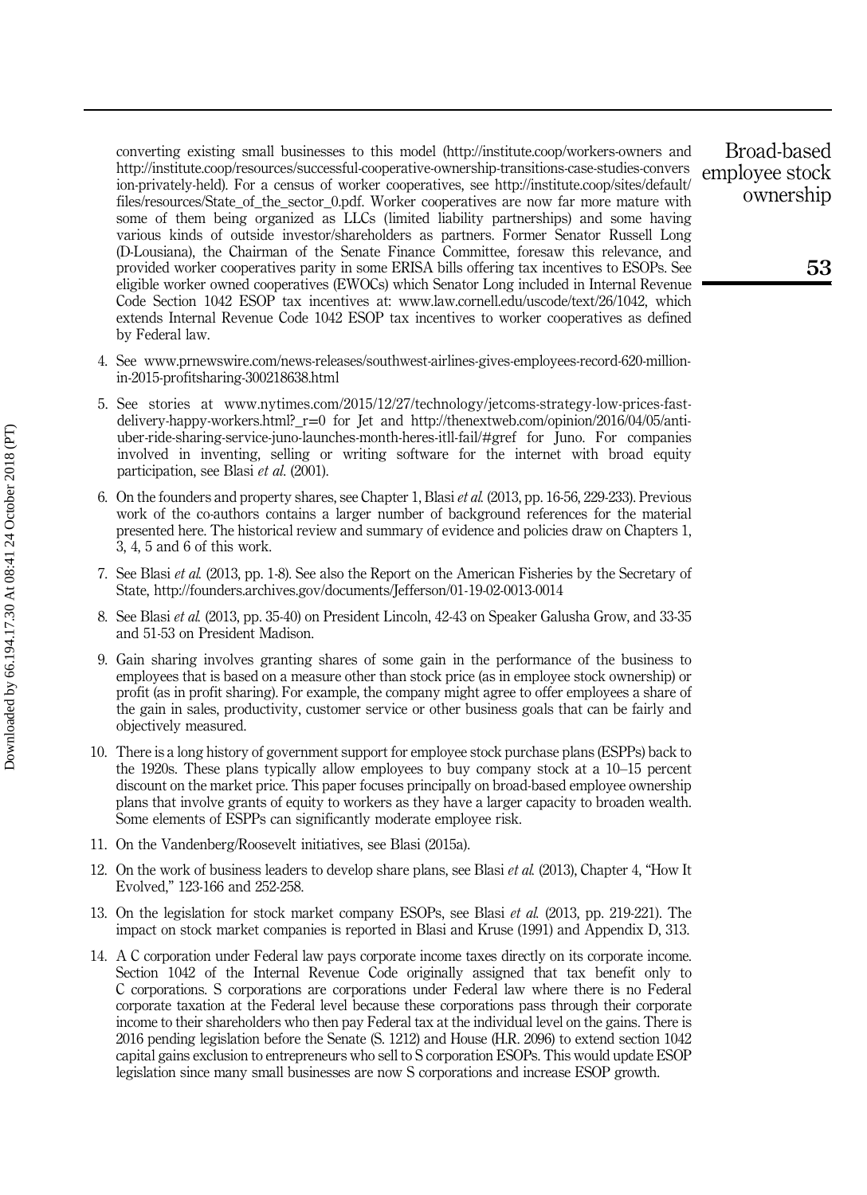converting existing small businesses to this model (http://institute.coop/workers-owners and http://institute.coop/resources/successful-cooperative-ownership-transitions-case-studies-conversion-privately-held). For a census of worker cooperatives, see http://institute.coop/sites/default/files/resources/State_of_the_sector_0.pdf. Worker cooperatives are now far more mature with some of them being organized as LLCs (limited liability partnerships) and some having various kinds of outside investor/shareholders as partners. Former Senator Russell Long (D-Lousiana), the Chairman of the Senate Finance Committee, foresaw this relevance, and provided worker cooperatives parity in some ERISA bills offering tax incentives to ESOPs. See eligible worker owned cooperatives (EWOCs) which Senator Long included in Internal Revenue Code Section 1042 ESOP tax incentives at: www.law.cornell.edu/uscode/text/26/1042, which extends Internal Revenue Code 1042 ESOP tax incentives to worker cooperatives as defined by Federal law.

4. See www.prnewswire.com/news-releases/southwest-airlines-gives-employees-record-620-million-in-2015-profitsharing-300218638.html

5. See stories at www.nytimes.com/2015/12/27/technology/jetcoms-strategy-low-prices-fast-delivery-happy-workers.html?_r=0 for Jet and http://thenextweb.com/opinion/2016/04/05/anti-uber-ride-sharing-service-juno-launches-month-heres-itll-fail/#gref for Juno. For companies involved in inventing, selling or writing software for the internet with broad equity participation, see Blasi *et al.* (2001).

6. On the founders and property shares, see Chapter 1, Blasi *et al.* (2013, pp. 16-56, 229-233). Previous work of the co-authors contains a larger number of background references for the material presented here. The historical review and summary of evidence and policies draw on Chapters 1, 3, 4, 5 and 6 of this work.

7. See Blasi *et al.* (2013, pp. 1-8). See also the Report on the American Fisheries by the Secretary of State, http://founders.archives.gov/documents/Jefferson/01-19-02-0013-0014

8. See Blasi *et al.* (2013, pp. 35-40) on President Lincoln, 42-43 on Speaker Galusha Grow, and 33-35 and 51-53 on President Madison.

9. Gain sharing involves granting shares of some gain in the performance of the business to employees that is based on a measure other than stock price (as in employee stock ownership) or profit (as in profit sharing). For example, the company might agree to offer employees a share of the gain in sales, productivity, customer service or other business goals that can be fairly and objectively measured.

10. There is a long history of government support for employee stock purchase plans (ESPPs) back to the 1920s. These plans typically allow employees to buy company stock at a 10–15 percent discount on the market price. This paper focuses principally on broad-based employee ownership plans that involve grants of equity to workers as they have a larger capacity to broaden wealth. Some elements of ESPPs can significantly moderate employee risk.

11. On the Vandenberg/Roosevelt initiatives, see Blasi (2015a).

12. On the work of business leaders to develop share plans, see Blasi *et al.* (2013), Chapter 4, "How It Evolved," 123-166 and 252-258.

13. On the legislation for stock market company ESOPs, see Blasi *et al.* (2013, pp. 219-221). The impact on stock market companies is reported in Blasi and Kruse (1991) and Appendix D, 313.

14. A C corporation under Federal law pays corporate income taxes directly on its corporate income. Section 1042 of the Internal Revenue Code originally assigned that tax benefit only to C corporations. S corporations are corporations under Federal law where there is no Federal corporate taxation at the Federal level because these corporations pass through their corporate income to their shareholders who then pay Federal tax at the individual level on the gains. There is 2016 pending legislation before the Senate (S. 1212) and House (H.R. 2096) to extend section 1042 capital gains exclusion to entrepreneurs who sell to S corporation ESOPs. This would update ESOP legislation since many small businesses are now S corporations and increase ESOP growth.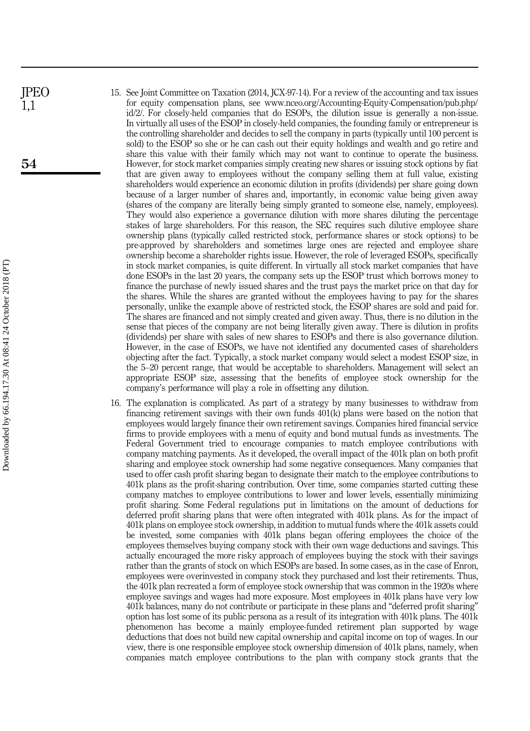15. See Joint Committee on Taxation (2014, JCX-97-14). For a review of the accounting and tax issues for equity compensation plans, see www.nceo.org/Accounting-Equity-Compensation/pub.php/id/2/. For closely-held companies that do ESOPs, the dilution issue is generally a non-issue. In virtually all uses of the ESOP in closely-held companies, the founding family or entrepreneur is the controlling shareholder and decides to sell the company in parts (typically until 100 percent is sold) to the ESOP so she or he can cash out their equity holdings and wealth and go retire and share this value with their family which may not want to continue to operate the business. However, for stock market companies simply creating new shares or issuing stock options by fiat that are given away to employees without the company selling them at full value, existing shareholders would experience an economic dilution in profits (dividends) per share going down because of a larger number of shares and, importantly, in economic value being given away (shares of the company are literally being simply granted to someone else, namely, employees). They would also experience a governance dilution with more shares diluting the percentage stakes of large shareholders. For this reason, the SEC requires such dilutive employee share ownership plans (typically called restricted stock, performance shares or stock options) to be pre-approved by shareholders and sometimes large ones are rejected and employee share ownership become a shareholder rights issue. However, the role of leveraged ESOPs, specifically in stock market companies, is quite different. In virtually all stock market companies that have done ESOPs in the last 20 years, the company sets up the ESOP trust which borrows money to finance the purchase of newly issued shares and the trust pays the market price on that day for the shares. While the shares are granted without the employees having to pay for the shares personally, unlike the example above of restricted stock, the ESOP shares are sold and paid for. The shares are financed and not simply created and given away. Thus, there is no dilution in the sense that pieces of the company are not being literally given away. There is dilution in profits (dividends) per share with sales of new shares to ESOPs and there is also governance dilution. However, in the case of ESOPs, we have not identified any documented cases of shareholders objecting after the fact. Typically, a stock market company would select a modest ESOP size, in the 5–20 percent range, that would be acceptable to shareholders. Management will select an appropriate ESOP size, assessing that the benefits of employee stock ownership for the company's performance will play a role in offsetting any dilution.

16. The explanation is complicated. As part of a strategy by many businesses to withdraw from financing retirement savings with their own funds 401(k) plans were based on the notion that employees would largely finance their own retirement savings. Companies hired financial service firms to provide employees with a menu of equity and bond mutual funds as investments. The Federal Government tried to encourage companies to match employee contributions with company matching payments. As it developed, the overall impact of the 401k plan on both profit sharing and employee stock ownership had some negative consequences. Many companies that used to offer cash profit sharing began to designate their match to the employee contributions to 401k plans as the profit-sharing contribution. Over time, some companies started cutting these company matches to employee contributions to lower and lower levels, essentially minimizing profit sharing. Some Federal regulations put in limitations on the amount of deductions for deferred profit sharing plans that were often integrated with 401k plans. As for the impact of 401k plans on employee stock ownership, in addition to mutual funds where the 401k assets could be invested, some companies with 401k plans began offering employees the choice of the employees themselves buying company stock with their own wage deductions and savings. This actually encouraged the more risky approach of employees buying the stock with their savings rather than the grants of stock on which ESOPs are based. In some cases, as in the case of Enron, employees were overinvested in company stock they purchased and lost their retirements. Thus, the 401k plan recreated a form of employee stock ownership that was common in the 1920s where employee savings and wages had more exposure. Most employees in 401k plans have very low 401k balances, many do not contribute or participate in these plans and "deferred profit sharing" option has lost some of its public persona as a result of its integration with 401k plans. The 401k phenomenon has become a mainly employee-funded retirement plan supported by wage deductions that does not build new capital ownership and capital income on top of wages. In our view, there is one responsible employee stock ownership dimension of 401k plans, namely, when companies match employee contributions to the plan with company stock grants that the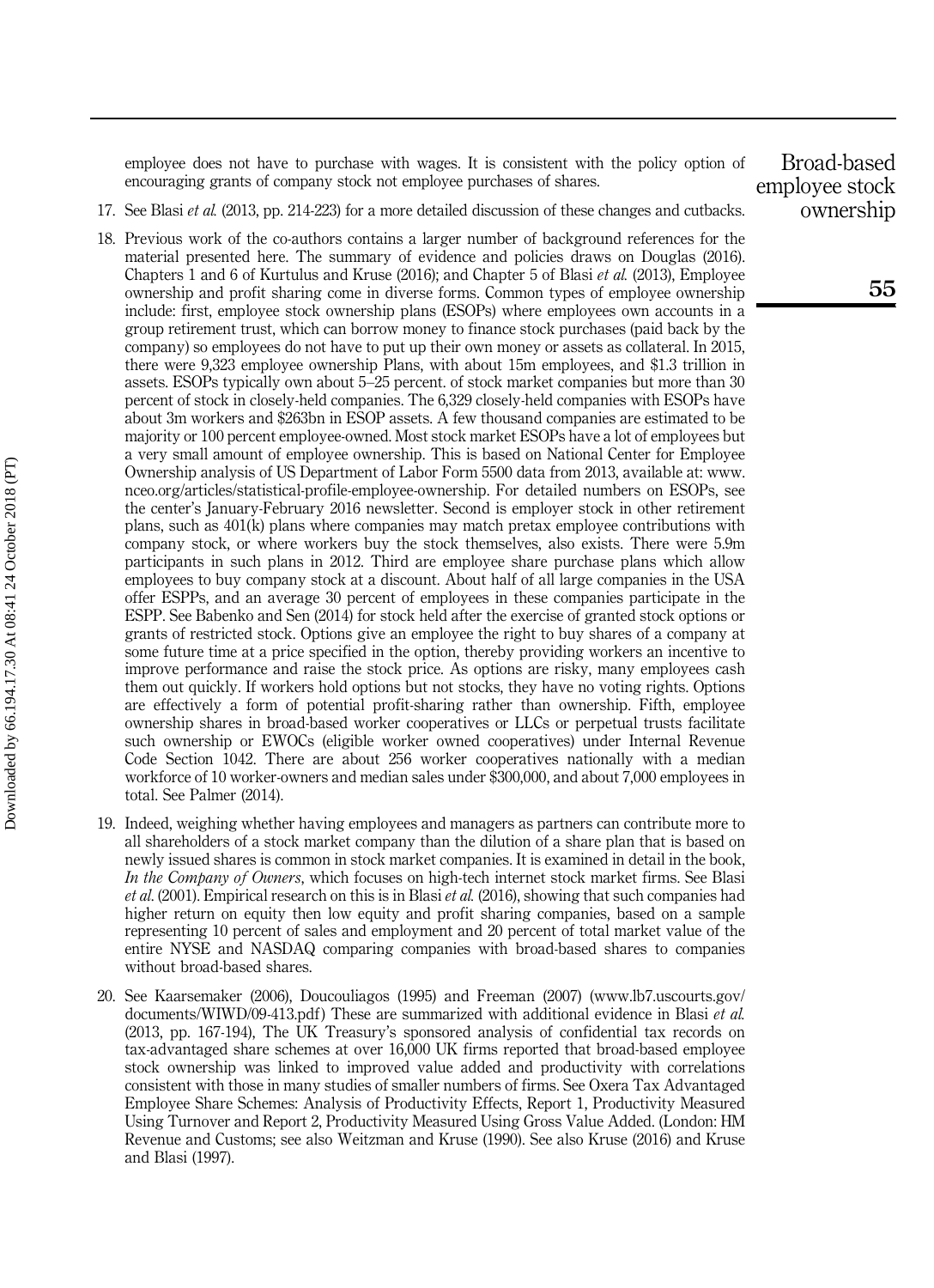employee does not have to purchase with wages. It is consistent with the policy option of encouraging grants of company stock not employee purchases of shares.

17. See Blasi *et al.* (2013, pp. 214-223) for a more detailed discussion of these changes and cutbacks.

18. Previous work of the co-authors contains a larger number of background references for the material presented here. The summary of evidence and policies draws on Douglas (2016). Chapters 1 and 6 of Kurtulus and Kruse (2016); and Chapter 5 of Blasi *et al.* (2013), Employee ownership and profit sharing come in diverse forms. Common types of employee ownership include: first, employee stock ownership plans (ESOPs) where employees own accounts in a group retirement trust, which can borrow money to finance stock purchases (paid back by the company) so employees do not have to put up their own money or assets as collateral. In 2015, there were 9,323 employee ownership Plans, with about 15m employees, and \$1.3 trillion in assets. ESOPs typically own about 5–25 percent. of stock market companies but more than 30 percent of stock in closely-held companies. The 6,329 closely-held companies with ESOPs have about 3m workers and \$263bn in ESOP assets. A few thousand companies are estimated to be majority or 100 percent employee-owned. Most stock market ESOPs have a lot of employees but a very small amount of employee ownership. This is based on National Center for Employee Ownership analysis of US Department of Labor Form 5500 data from 2013, available at: www.nceo.org/articles/statistical-profile-employee-ownership. For detailed numbers on ESOPs, see the center's January-February 2016 newsletter. Second is employer stock in other retirement plans, such as 401(k) plans where companies may match pretax employee contributions with company stock, or where workers buy the stock themselves, also exists. There were 5.9m participants in such plans in 2012. Third are employee share purchase plans which allow employees to buy company stock at a discount. About half of all large companies in the USA offer ESPPs, and an average 30 percent of employees in these companies participate in the ESPP. See Babenko and Sen (2014) for stock held after the exercise of granted stock options or grants of restricted stock. Options give an employee the right to buy shares of a company at some future time at a price specified in the option, thereby providing workers an incentive to improve performance and raise the stock price. As options are risky, many employees cash them out quickly. If workers hold options but not stocks, they have no voting rights. Options are effectively a form of potential profit-sharing rather than ownership. Fifth, employee ownership shares in broad-based worker cooperatives or LLCs or perpetual trusts facilitate such ownership or EWOCs (eligible worker owned cooperatives) under Internal Revenue Code Section 1042. There are about 256 worker cooperatives nationally with a median workforce of 10 worker-owners and median sales under \$300,000, and about 7,000 employees in total. See Palmer (2014).

19. Indeed, weighing whether having employees and managers as partners can contribute more to all shareholders of a stock market company than the dilution of a share plan that is based on newly issued shares is common in stock market companies. It is examined in detail in the book, *In the Company of Owners*, which focuses on high-tech internet stock market firms. See Blasi *et al.* (2001). Empirical research on this is in Blasi *et al.* (2016), showing that such companies had higher return on equity then low equity and profit sharing companies, based on a sample representing 10 percent of sales and employment and 20 percent of total market value of the entire NYSE and NASDAQ comparing companies with broad-based shares to companies without broad-based shares.

20. See Kaarsemaker (2006), Doucouliagos (1995) and Freeman (2007) (www.lb7.uscourts.gov/documents/WIWD/09-413.pdf) These are summarized with additional evidence in Blasi *et al.* (2013, pp. 167-194), The UK Treasury's sponsored analysis of confidential tax records on tax-advantaged share schemes at over 16,000 UK firms reported that broad-based employee stock ownership was linked to improved value added and productivity with correlations consistent with those in many studies of smaller numbers of firms. See Oxera Tax Advantaged Employee Share Schemes: Analysis of Productivity Effects, Report 1, Productivity Measured Using Turnover and Report 2, Productivity Measured Using Gross Value Added. (London: HM Revenue and Customs; see also Weitzman and Kruse (1990). See also Kruse (2016) and Kruse and Blasi (1997).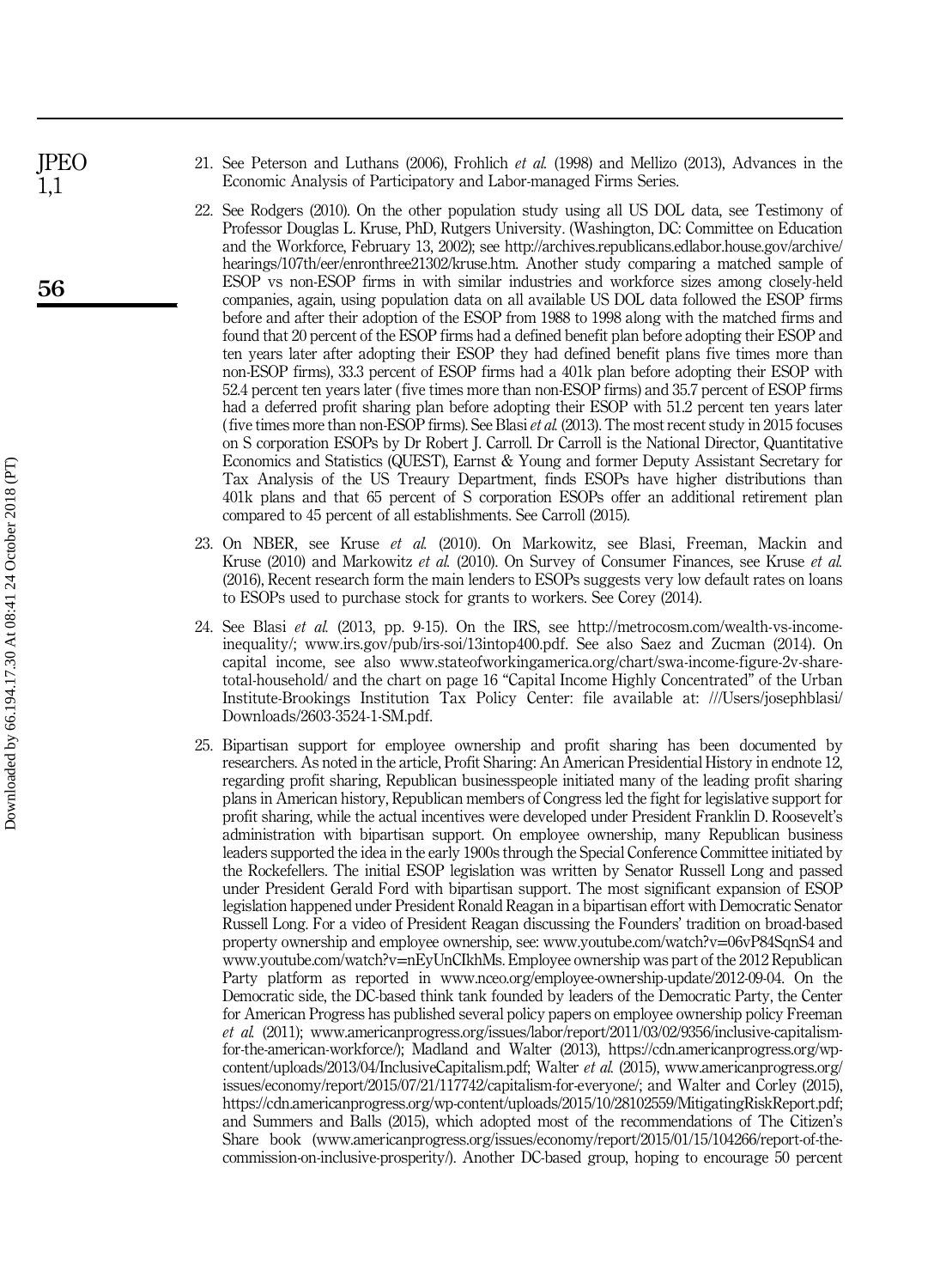21. See Peterson and Luthans (2006), Frohlich *et al.* (1998) and Mellizo (2013), Advances in the Economic Analysis of Participatory and Labor-managed Firms Series.

22. See Rodgers (2010). On the other population study using all US DOL data, see Testimony of Professor Douglas L. Kruse, PhD, Rutgers University. (Washington, DC: Committee on Education and the Workforce, February 13, 2002); see http://archives.republicans.edlabor.house.gov/archive/hearings/107th/eer/enronthree21302/kruse.htm. Another study comparing a matched sample of ESOP vs non-ESOP firms in with similar industries and workforce sizes among closely-held companies, again, using population data on all available US DOL data followed the ESOP firms before and after their adoption of the ESOP from 1988 to 1998 along with the matched firms and found that 20 percent of the ESOP firms had a defined benefit plan before adopting their ESOP and ten years later after adopting their ESOP they had defined benefit plans five times more than non-ESOP firms), 33.3 percent of ESOP firms had a 401k plan before adopting their ESOP with 52.4 percent ten years later (five times more than non-ESOP firms) and 35.7 percent of ESOP firms had a deferred profit sharing plan before adopting their ESOP with 51.2 percent ten years later (five times more than non-ESOP firms). See Blasi *et al.* (2013). The most recent study in 2015 focuses on S corporation ESOPs by Dr Robert J. Carroll. Dr Carroll is the National Director, Quantitative Economics and Statistics (QUEST), Earnst & Young and former Deputy Assistant Secretary for Tax Analysis of the US Treaury Department, finds ESOPs have higher distributions than 401k plans and that 65 percent of S corporation ESOPs offer an additional retirement plan compared to 45 percent of all establishments. See Carroll (2015).

23. On NBER, see Kruse *et al.* (2010). On Markowitz, see Blasi, Freeman, Mackin and Kruse (2010) and Markowitz *et al.* (2010). On Survey of Consumer Finances, see Kruse *et al.* (2016), Recent research form the main lenders to ESOPs suggests very low default rates on loans to ESOPs used to purchase stock for grants to workers. See Corey (2014).

24. See Blasi *et al.* (2013, pp. 9-15). On the IRS, see http://metrocosm.com/wealth-vs-income-inequality/; www.irs.gov/pub/irs-soi/13intop400.pdf. See also Saez and Zucman (2014). On capital income, see also www.stateofworkingamerica.org/chart/swa-income-figure-2v-share-total-household/ and the chart on page 16 "Capital Income Highly Concentrated" of the Urban Institute-Brookings Institution Tax Policy Center: file available at: ///Users/josephblasi/Downloads/2603-3524-1-SM.pdf.

25. Bipartisan support for employee ownership and profit sharing has been documented by researchers. As noted in the article, Profit Sharing: An American Presidential History in endnote 12, regarding profit sharing, Republican businesspeople initiated many of the leading profit sharing plans in American history, Republican members of Congress led the fight for legislative support for profit sharing, while the actual incentives were developed under President Franklin D. Roosevelt's administration with bipartisan support. On employee ownership, many Republican business leaders supported the idea in the early 1900s through the Special Conference Committee initiated by the Rockefellers. The initial ESOP legislation was written by Senator Russell Long and passed under President Gerald Ford with bipartisan support. The most significant expansion of ESOP legislation happened under President Ronald Reagan in a bipartisan effort with Democratic Senator Russell Long. For a video of President Reagan discussing the Founders' tradition on broad-based property ownership and employee ownership, see: www.youtube.com/watch?v=06vP84SqnS4 and www.youtube.com/watch?v=nEyUnCIkhMs. Employee ownership was part of the 2012 Republican Party platform as reported in www.nceo.org/employee-ownership-update/2012-09-04. On the Democratic side, the DC-based think tank founded by leaders of the Democratic Party, the Center for American Progress has published several policy papers on employee ownership policy Freeman *et al.* (2011); www.americanprogress.org/issues/labor/report/2011/03/02/9356/inclusive-capitalism-for-the-american-workforce/); Madland and Walter (2013), https://cdn.americanprogress.org/wp-content/uploads/2013/04/InclusiveCapitalism.pdf; Walter *et al.* (2015), www.americanprogress.org/issues/economy/report/2015/07/21/117742/capitalism-for-everyone/; and Walter and Corley (2015), https://cdn.americanprogress.org/wp-content/uploads/2015/10/28102559/MitigatingRiskReport.pdf; and Summers and Balls (2015), which adopted most of the recommendations of The Citizen's Share book (www.americanprogress.org/issues/economy/report/2015/01/15/104266/report-of-the-commission-on-inclusive-prosperity/). Another DC-based group, hoping to encourage 50 percent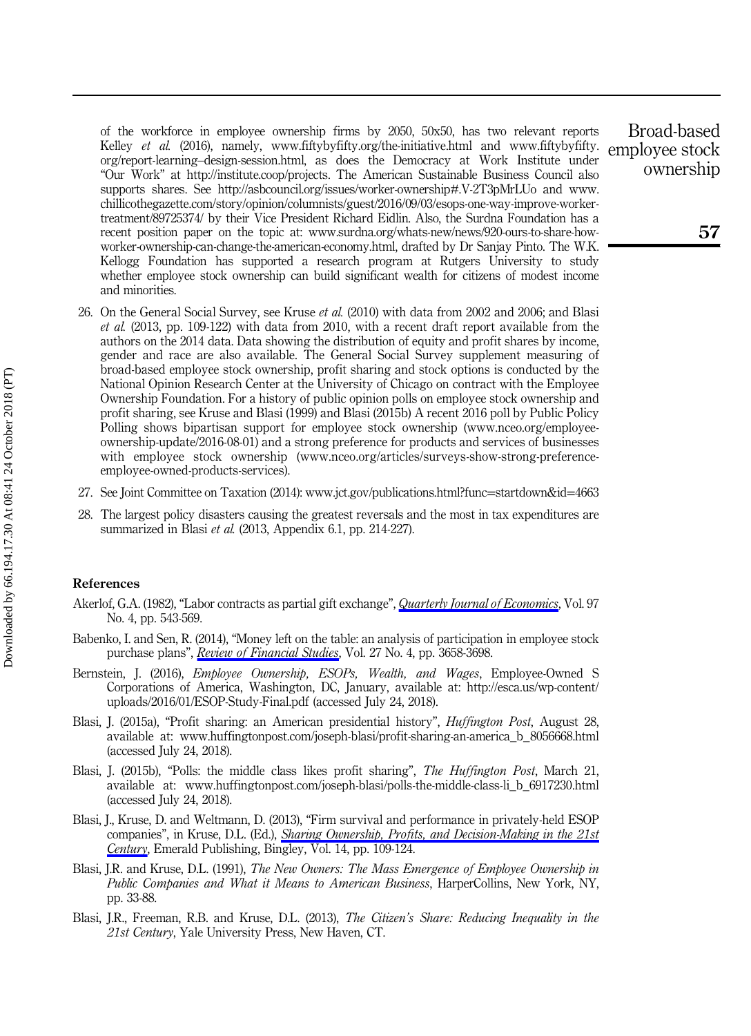of the workforce in employee ownership firms by 2050, 50x50, has two relevant reports Kelley *et al.* (2016), namely, www.fiftybyfifty.org/the-initiative.html and www.fiftybyfifty.org/report-learning–design-session.html, as does the Democracy at Work Institute under "Our Work" at http://institute.coop/projects. The American Sustainable Business Council also supports shares. See http://asbcouncil.org/issues/worker-ownership#.V-2T3pMrLUo and www.chillicothegazette.com/story/opinion/columnists/guest/2016/09/03/esops-one-way-improve-worker-treatment/89725374/ by their Vice President Richard Eidlin. Also, the Surdna Foundation has a recent position paper on the topic at: www.surdna.org/whats-new/news/920-ours-to-share-how-worker-ownership-can-change-the-american-economy.html, drafted by Dr Sanjay Pinto. The W.K. Kellogg Foundation has supported a research program at Rutgers University to study whether employee stock ownership can build significant wealth for citizens of modest income and minorities.

26. On the General Social Survey, see Kruse *et al.* (2010) with data from 2002 and 2006; and Blasi *et al.* (2013, pp. 109-122) with data from 2010, with a recent draft report available from the authors on the 2014 data. Data showing the distribution of equity and profit shares by income, gender and race are also available. The General Social Survey supplement measuring of broad-based employee stock ownership, profit sharing and stock options is conducted by the National Opinion Research Center at the University of Chicago on contract with the Employee Ownership Foundation. For a history of public opinion polls on employee stock ownership and profit sharing, see Kruse and Blasi (1999) and Blasi (2015b) A recent 2016 poll by Public Policy Polling shows bipartisan support for employee stock ownership (www.nceo.org/employee-ownership-update/2016-08-01) and a strong preference for products and services of businesses with employee stock ownership (www.nceo.org/articles/surveys-show-strong-preference-employee-owned-products-services).
27. See Joint Committee on Taxation (2014): www.jct.gov/publications.html?func=startdown&id=4663
28. The largest policy disasters causing the greatest reversals and the most in tax expenditures are summarized in Blasi *et al.* (2013, Appendix 6.1, pp. 214-227).

## References

Akerlof, G.A. (1982), "Labor contracts as partial gift exchange", *Quarterly Journal of Economics*, Vol. 97 No. 4, pp. 543-569.

Babenko, I. and Sen, R. (2014), "Money left on the table: an analysis of participation in employee stock purchase plans", *Review of Financial Studies*, Vol. 27 No. 4, pp. 3658-3698.

Bernstein, J. (2016), *Employee Ownership, ESOPs, Wealth, and Wages*, Employee-Owned S Corporations of America, Washington, DC, January, available at: http://esca.us/wp-content/uploads/2016/01/ESOP-Study-Final.pdf (accessed July 24, 2018).

Blasi, J. (2015a), "Profit sharing: an American presidential history", *Huffington Post*, August 28, available at: www.huffingtonpost.com/joseph-blasi/profit-sharing-an-america_b_8056668.html (accessed July 24, 2018).

Blasi, J. (2015b), "Polls: the middle class likes profit sharing", *The Huffington Post*, March 21, available at: www.huffingtonpost.com/joseph-blasi/polls-the-middle-class-li_b_6917230.html (accessed July 24, 2018).

Blasi, J., Kruse, D. and Weltmann, D. (2013), "Firm survival and performance in privately-held ESOP companies", in Kruse, D.L. (Ed.), *Sharing Ownership, Profits, and Decision-Making in the 21st Century*, Emerald Publishing, Bingley, Vol. 14, pp. 109-124.

Blasi, J.R. and Kruse, D.L. (1991), *The New Owners: The Mass Emergence of Employee Ownership in Public Companies and What it Means to American Business*, HarperCollins, New York, NY, pp. 33-88.

Blasi, J.R., Freeman, R.B. and Kruse, D.L. (2013), *The Citizen's Share: Reducing Inequality in the 21st Century*, Yale University Press, New Haven, CT.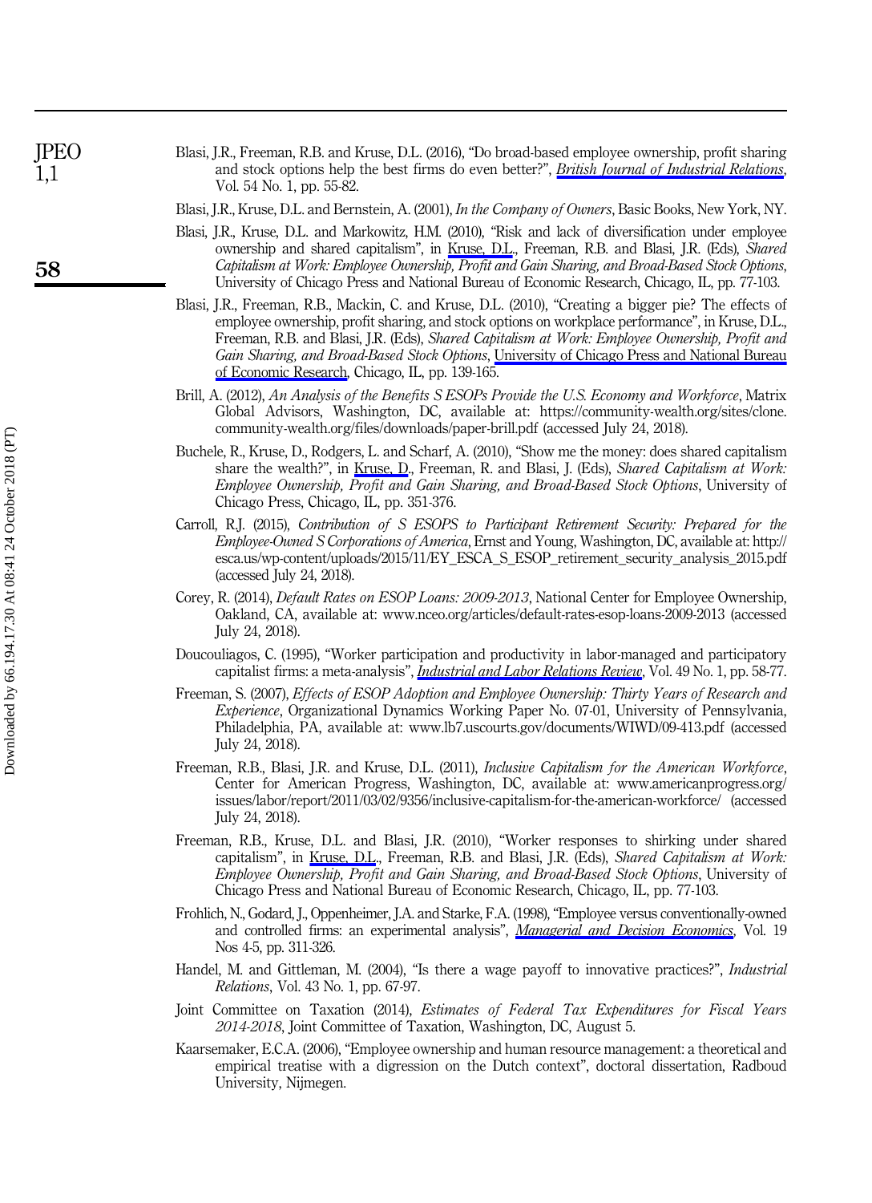Blasi, J.R., Freeman, R.B. and Kruse, D.L. (2016), "Do broad-based employee ownership, profit sharing and stock options help the best firms do even better?", *British Journal of Industrial Relations*, Vol. 54 No. 1, pp. 55-82.

Blasi, J.R., Kruse, D.L. and Bernstein, A. (2001), *In the Company of Owners*, Basic Books, New York, NY.

Blasi, J.R., Kruse, D.L. and Markowitz, H.M. (2010), "Risk and lack of diversification under employee ownership and shared capitalism", in Kruse, D.L., Freeman, R.B. and Blasi, J.R. (Eds), *Shared Capitalism at Work: Employee Ownership, Profit and Gain Sharing, and Broad-Based Stock Options*, University of Chicago Press and National Bureau of Economic Research, Chicago, IL, pp. 77-103.

Blasi, J.R., Freeman, R.B., Mackin, C. and Kruse, D.L. (2010), "Creating a bigger pie? The effects of employee ownership, profit sharing, and stock options on workplace performance", in Kruse, D.L., Freeman, R.B. and Blasi, J.R. (Eds), *Shared Capitalism at Work: Employee Ownership, Profit and Gain Sharing, and Broad-Based Stock Options*, University of Chicago Press and National Bureau of Economic Research, Chicago, IL, pp. 139-165.

Brill, A. (2012), *An Analysis of the Benefits S ESOPs Provide the U.S. Economy and Workforce*, Matrix Global Advisors, Washington, DC, available at: https://community-wealth.org/sites/clone.community-wealth.org/files/downloads/paper-brill.pdf (accessed July 24, 2018).

Buchele, R., Kruse, D., Rodgers, L. and Scharf, A. (2010), "Show me the money: does shared capitalism share the wealth?", in Kruse, D., Freeman, R. and Blasi, J. (Eds), *Shared Capitalism at Work: Employee Ownership, Profit and Gain Sharing, and Broad-Based Stock Options*, University of Chicago Press, Chicago, IL, pp. 351-376.

Carroll, R.J. (2015), *Contribution of S ESOPS to Participant Retirement Security: Prepared for the Employee-Owned S Corporations of America*, Ernst and Young, Washington, DC, available at: http://esca.us/wp-content/uploads/2015/11/EY_ESCA_S_ESOP_retirement_security_analysis_2015.pdf (accessed July 24, 2018).

Corey, R. (2014), *Default Rates on ESOP Loans: 2009-2013*, National Center for Employee Ownership, Oakland, CA, available at: www.nceo.org/articles/default-rates-esop-loans-2009-2013 (accessed July 24, 2018).

Doucouliagos, C. (1995), "Worker participation and productivity in labor-managed and participatory capitalist firms: a meta-analysis", *Industrial and Labor Relations Review*, Vol. 49 No. 1, pp. 58-77.

Freeman, S. (2007), *Effects of ESOP Adoption and Employee Ownership: Thirty Years of Research and Experience*, Organizational Dynamics Working Paper No. 07-01, University of Pennsylvania, Philadelphia, PA, available at: www.lb7.uscourts.gov/documents/WIWD/09-413.pdf (accessed July 24, 2018).

Freeman, R.B., Blasi, J.R. and Kruse, D.L. (2011), *Inclusive Capitalism for the American Workforce*, Center for American Progress, Washington, DC, available at: www.americanprogress.org/issues/labor/report/2011/03/02/9356/inclusive-capitalism-for-the-american-workforce/ (accessed July 24, 2018).

Freeman, R.B., Kruse, D.L. and Blasi, J.R. (2010), "Worker responses to shirking under shared capitalism", in Kruse, D.L., Freeman, R.B. and Blasi, J.R. (Eds), *Shared Capitalism at Work: Employee Ownership, Profit and Gain Sharing, and Broad-Based Stock Options*, University of Chicago Press and National Bureau of Economic Research, Chicago, IL, pp. 77-103.

Frohlich, N., Godard, J., Oppenheimer, J.A. and Starke, F.A. (1998), "Employee versus conventionally-owned and controlled firms: an experimental analysis", *Managerial and Decision Economics*, Vol. 19 Nos 4-5, pp. 311-326.

Handel, M. and Gittleman, M. (2004), "Is there a wage payoff to innovative practices?", *Industrial Relations*, Vol. 43 No. 1, pp. 67-97.

Joint Committee on Taxation (2014), *Estimates of Federal Tax Expenditures for Fiscal Years 2014-2018*, Joint Committee of Taxation, Washington, DC, August 5.

Kaarsemaker, E.C.A. (2006), "Employee ownership and human resource management: a theoretical and empirical treatise with a digression on the Dutch context", doctoral dissertation, Radboud University, Nijmegen.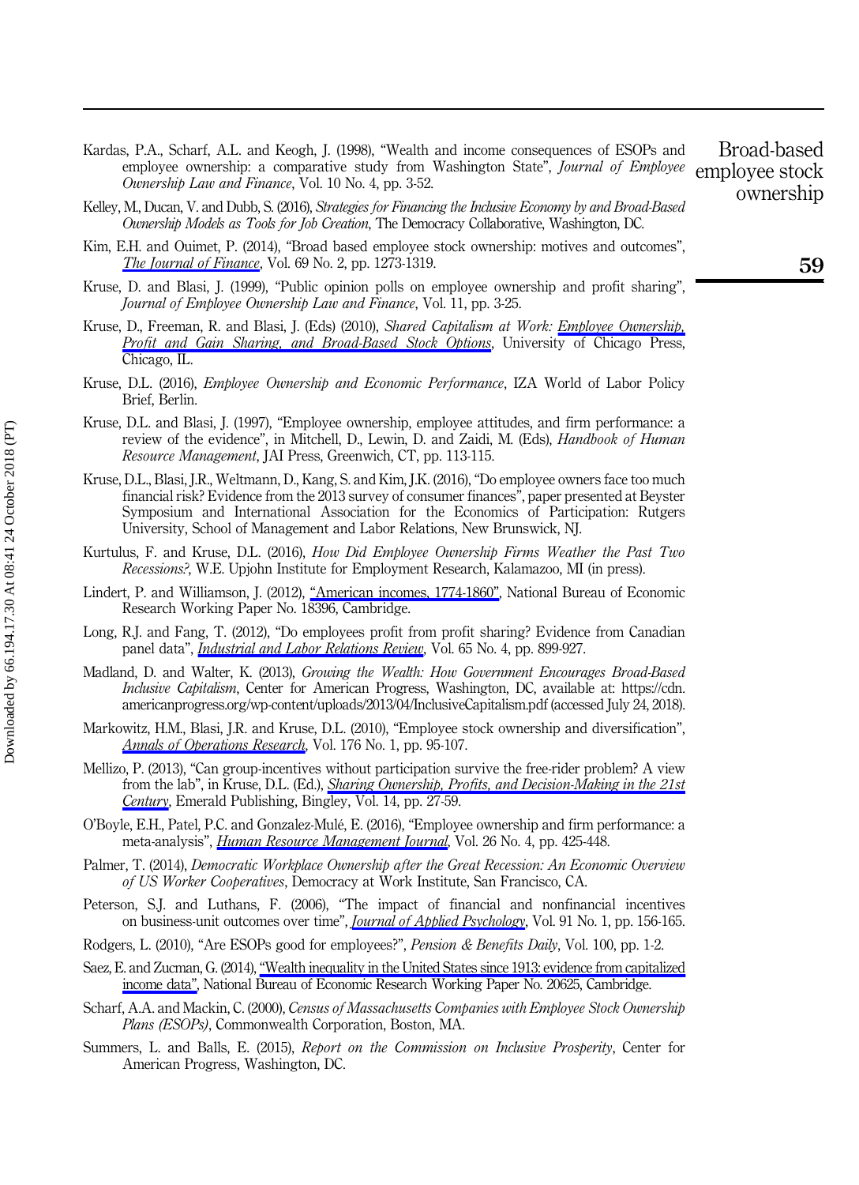Kardas, P.A., Scharf, A.L. and Keogh, J. (1998), "Wealth and income consequences of ESOPs and employee ownership: a comparative study from Washington State", *Journal of Employee Ownership Law and Finance*, Vol. 10 No. 4, pp. 3-52.

Kelley, M., Ducan, V. and Dubb, S. (2016), *Strategies for Financing the Inclusive Economy by and Broad-Based Ownership Models as Tools for Job Creation*, The Democracy Collaborative, Washington, DC.

Kim, E.H. and Ouimet, P. (2014), "Broad based employee stock ownership: motives and outcomes", *The Journal of Finance*, Vol. 69 No. 2, pp. 1273-1319.

Kruse, D. and Blasi, J. (1999), "Public opinion polls on employee ownership and profit sharing", *Journal of Employee Ownership Law and Finance*, Vol. 11, pp. 3-25.

Kruse, D., Freeman, R. and Blasi, J. (Eds) (2010), *Shared Capitalism at Work: Employee Ownership, Profit and Gain Sharing, and Broad-Based Stock Options*, University of Chicago Press, Chicago, IL.

Kruse, D.L. (2016), *Employee Ownership and Economic Performance*, IZA World of Labor Policy Brief, Berlin.

Kruse, D.L. and Blasi, J. (1997), "Employee ownership, employee attitudes, and firm performance: a review of the evidence", in Mitchell, D., Lewin, D. and Zaidi, M. (Eds), *Handbook of Human Resource Management*, JAI Press, Greenwich, CT, pp. 113-115.

Kruse, D.L., Blasi, J.R., Weltmann, D., Kang, S. and Kim, J.K. (2016), "Do employee owners face too much financial risk? Evidence from the 2013 survey of consumer finances", paper presented at Beyster Symposium and International Association for the Economics of Participation: Rutgers University, School of Management and Labor Relations, New Brunswick, NJ.

Kurtulus, F. and Kruse, D.L. (2016), *How Did Employee Ownership Firms Weather the Past Two Recessions?*, W.E. Upjohn Institute for Employment Research, Kalamazoo, MI (in press).

Lindert, P. and Williamson, J. (2012), "American incomes, 1774-1860", National Bureau of Economic Research Working Paper No. 18396, Cambridge.

Long, R.J. and Fang, T. (2012), "Do employees profit from profit sharing? Evidence from Canadian panel data", *Industrial and Labor Relations Review*, Vol. 65 No. 4, pp. 899-927.

Madland, D. and Walter, K. (2013), *Growing the Wealth: How Government Encourages Broad-Based Inclusive Capitalism*, Center for American Progress, Washington, DC, available at: https://cdn.americanprogress.org/wp-content/uploads/2013/04/InclusiveCapitalism.pdf (accessed July 24, 2018).

Markowitz, H.M., Blasi, J.R. and Kruse, D.L. (2010), "Employee stock ownership and diversification", *Annals of Operations Research*, Vol. 176 No. 1, pp. 95-107.

Mellizo, P. (2013), "Can group-incentives without participation survive the free-rider problem? A view from the lab", in Kruse, D.L. (Ed.), *Sharing Ownership, Profits, and Decision-Making in the 21st Century*, Emerald Publishing, Bingley, Vol. 14, pp. 27-59.

O'Boyle, E.H., Patel, P.C. and Gonzalez-Mulé, E. (2016), "Employee ownership and firm performance: a meta-analysis", *Human Resource Management Journal*, Vol. 26 No. 4, pp. 425-448.

Palmer, T. (2014), *Democratic Workplace Ownership after the Great Recession: An Economic Overview of US Worker Cooperatives*, Democracy at Work Institute, San Francisco, CA.

Peterson, S.J. and Luthans, F. (2006), "The impact of financial and nonfinancial incentives on business-unit outcomes over time", *Journal of Applied Psychology*, Vol. 91 No. 1, pp. 156-165.

Rodgers, L. (2010), "Are ESOPs good for employees?", *Pension & Benefits Daily*, Vol. 100, pp. 1-2.

Saez, E. and Zucman, G. (2014), "Wealth inequality in the United States since 1913: evidence from capitalized income data", National Bureau of Economic Research Working Paper No. 20625, Cambridge.

Scharf, A.A. and Mackin, C. (2000), *Census of Massachusetts Companies with Employee Stock Ownership Plans (ESOPs)*, Commonwealth Corporation, Boston, MA.

Summers, L. and Balls, E. (2015), *Report on the Commission on Inclusive Prosperity*, Center for American Progress, Washington, DC.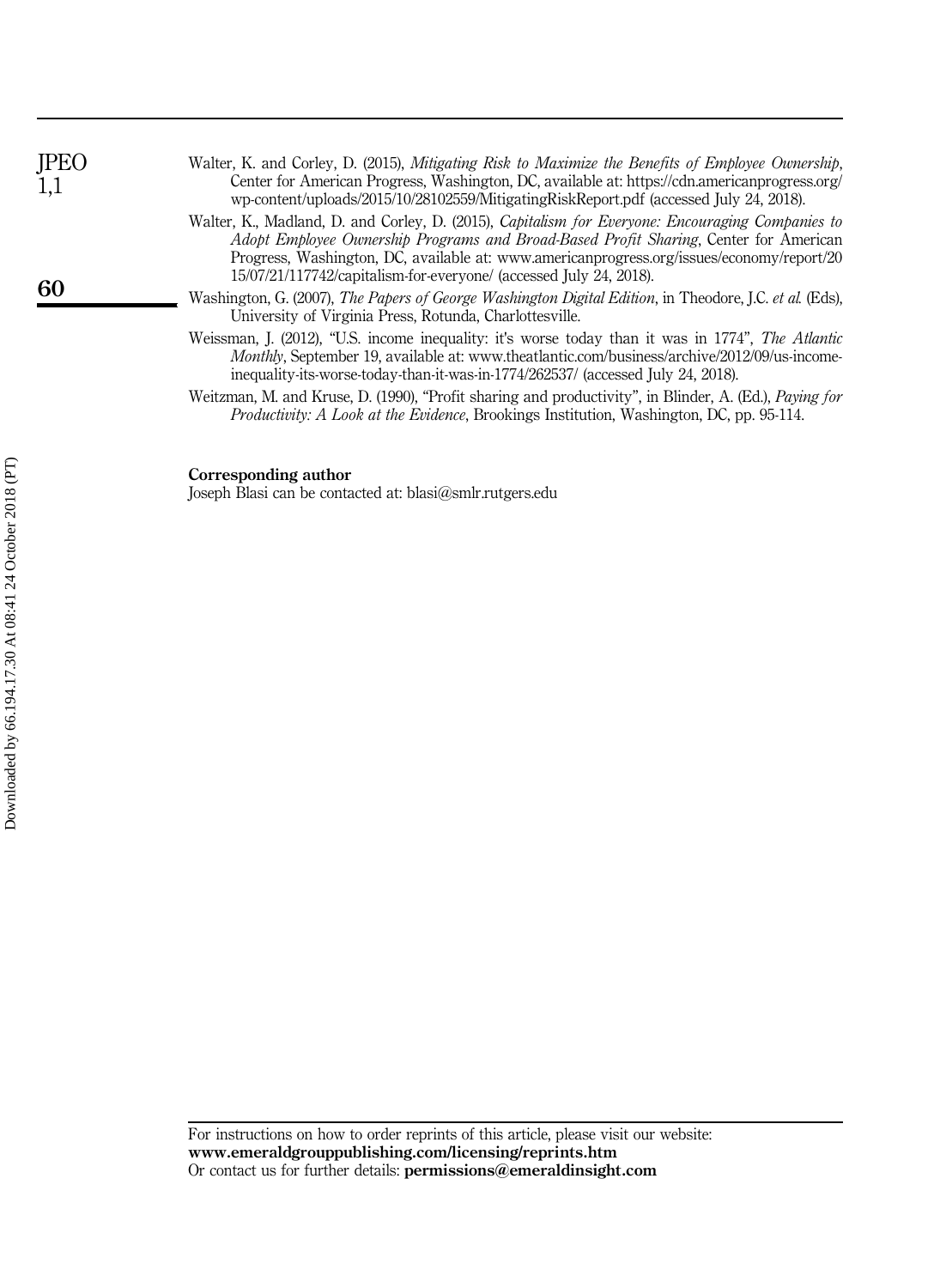Walter, K. and Corley, D. (2015), *Mitigating Risk to Maximize the Benefits of Employee Ownership*, Center for American Progress, Washington, DC, available at: https://cdn.americanprogress.org/wp-content/uploads/2015/10/28102559/MitigatingRiskReport.pdf (accessed July 24, 2018).

Walter, K., Madland, D. and Corley, D. (2015), *Capitalism for Everyone: Encouraging Companies to Adopt Employee Ownership Programs and Broad-Based Profit Sharing*, Center for American Progress, Washington, DC, available at: www.americanprogress.org/issues/economy/report/2015/07/21/117742/capitalism-for-everyone/ (accessed July 24, 2018).

Washington, G. (2007), *The Papers of George Washington Digital Edition*, in Theodore, J.C. *et al.* (Eds), University of Virginia Press, Rotunda, Charlottesville.

Weissman, J. (2012), "U.S. income inequality: it's worse today than it was in 1774", *The Atlantic Monthly*, September 19, available at: www.theatlantic.com/business/archive/2012/09/us-income-inequality-its-worse-today-than-it-was-in-1774/262537/ (accessed July 24, 2018).

Weitzman, M. and Kruse, D. (1990), "Profit sharing and productivity", in Blinder, A. (Ed.), *Paying for Productivity: A Look at the Evidence*, Brookings Institution, Washington, DC, pp. 95-114.

**Corresponding author**

Joseph Blasi can be contacted at: blasi@smlr.rutgers.edu

For instructions on how to order reprints of this article, please visit our website:
**www.emeraldgrouppublishing.com/licensing/reprints.htm**
Or contact us for further details: **permissions@emeraldinsight.com**